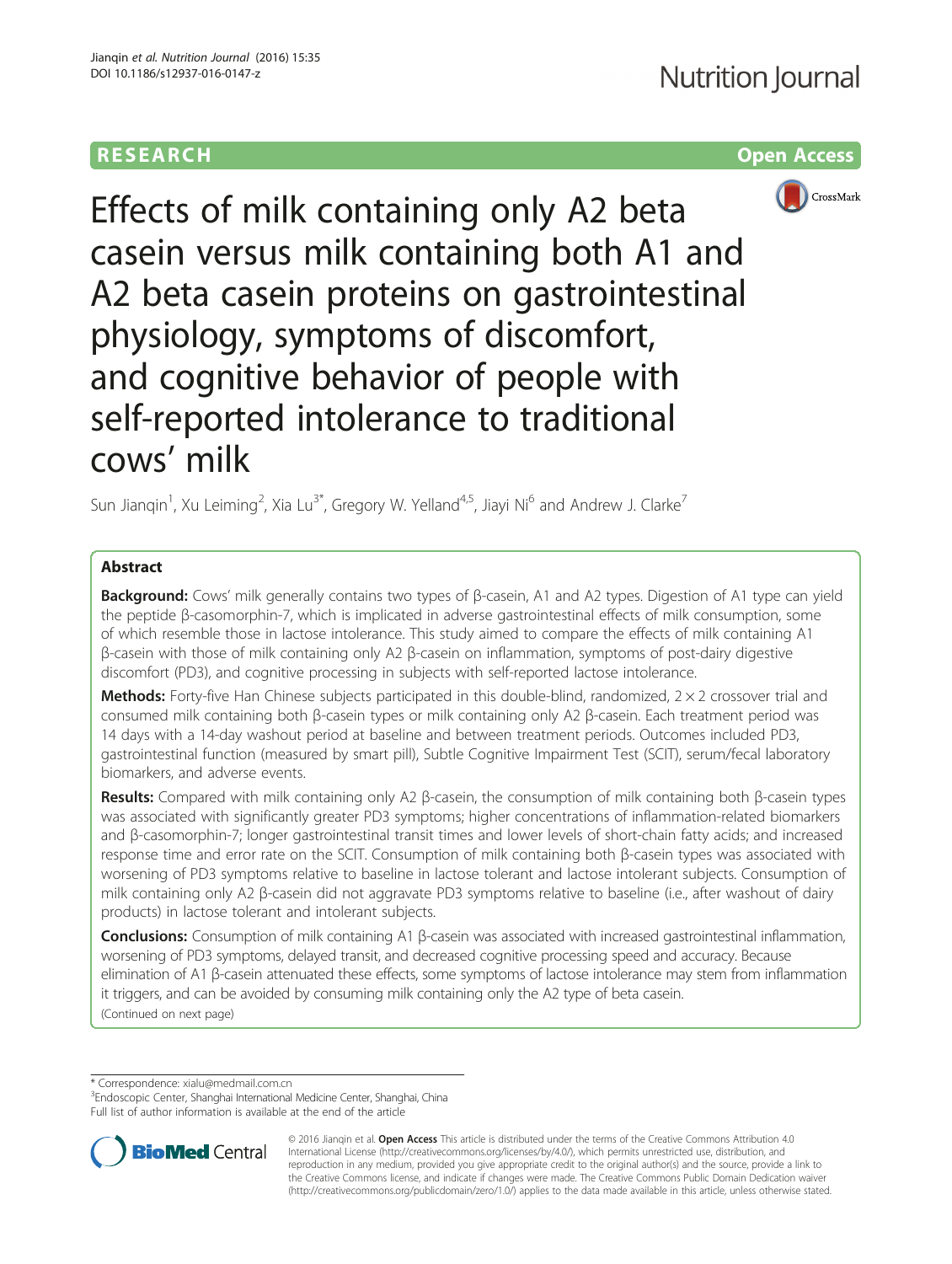RESEARCH Open Access

# Effects of milk containing only A2 beta casein versus milk containing both A1 and A2 beta casein proteins on gastrointestinal physiology, symptoms of discomfort, and cognitive behavior of people with self-reported intolerance to traditional cows' milk

Sun Jianqin[1], Xu Leiming[2], Xia Lu[3*], Gregory W. Yelland[4,5], Jiayi Ni[6] and Andrew J. Clarke[7]

## Abstract

**Background:** Cows' milk generally contains two types of β-casein, A1 and A2 types. Digestion of A1 type can yield the peptide β-casomorphin-7, which is implicated in adverse gastrointestinal effects of milk consumption, some of which resemble those in lactose intolerance. This study aimed to compare the effects of milk containing A1 β-casein with those of milk containing only A2 β-casein on inflammation, symptoms of post-dairy digestive discomfort (PD3), and cognitive processing in subjects with self-reported lactose intolerance.

**Methods:** Forty-five Han Chinese subjects participated in this double-blind, randomized, 2 × 2 crossover trial and consumed milk containing both β-casein types or milk containing only A2 β-casein. Each treatment period was 14 days with a 14-day washout period at baseline and between treatment periods. Outcomes included PD3, gastrointestinal function (measured by smart pill), Subtle Cognitive Impairment Test (SCIT), serum/fecal laboratory biomarkers, and adverse events.

**Results:** Compared with milk containing only A2 β-casein, the consumption of milk containing both β-casein types was associated with significantly greater PD3 symptoms; higher concentrations of inflammation-related biomarkers and β-casomorphin-7; longer gastrointestinal transit times and lower levels of short-chain fatty acids; and increased response time and error rate on the SCIT. Consumption of milk containing both β-casein types was associated with worsening of PD3 symptoms relative to baseline in lactose tolerant and lactose intolerant subjects. Consumption of milk containing only A2 β-casein did not aggravate PD3 symptoms relative to baseline (i.e., after washout of dairy products) in lactose tolerant and intolerant subjects.

**Conclusions:** Consumption of milk containing A1 β-casein was associated with increased gastrointestinal inflammation, worsening of PD3 symptoms, delayed transit, and decreased cognitive processing speed and accuracy. Because elimination of A1 β-casein attenuated these effects, some symptoms of lactose intolerance may stem from inflammation it triggers, and can be avoided by consuming milk containing only the A2 type of beta casein.

(Continued on next page)

\* Correspondence: xialu@medmail.com.cn
[3]Endoscopic Center, Shanghai International Medicine Center, Shanghai, China
Full list of author information is available at the end of the article

© 2016 Jianqin et al. **Open Access** This article is distributed under the terms of the Creative Commons Attribution 4.0 International License (http://creativecommons.org/licenses/by/4.0/), which permits unrestricted use, distribution, and reproduction in any medium, provided you give appropriate credit to the original author(s) and the source, provide a link to the Creative Commons license, and indicate if changes were made. The Creative Commons Public Domain Dedication waiver (http://creativecommons.org/publicdomain/zero/1.0/) applies to the data made available in this article, unless otherwise stated.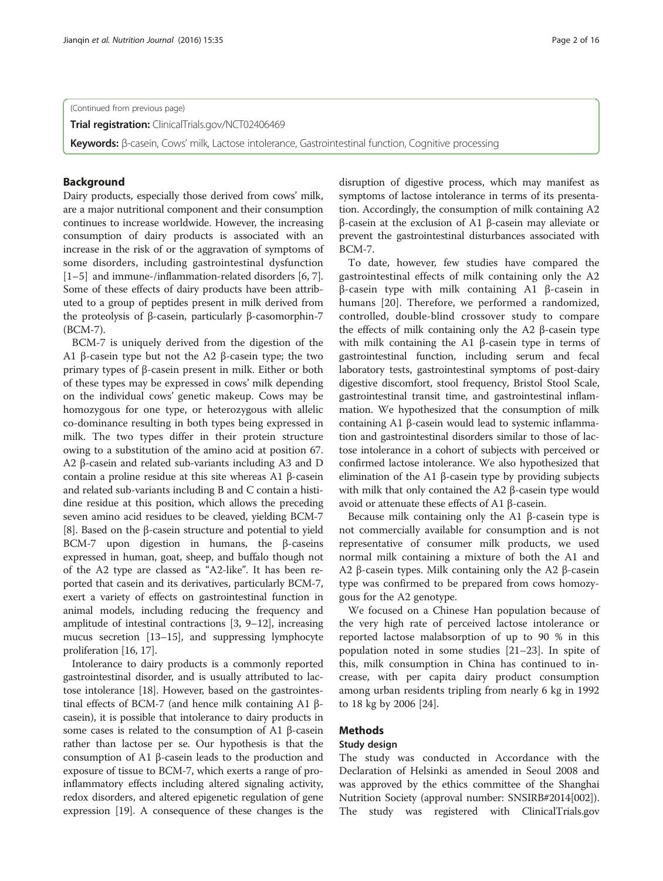(Continued from previous page)

**Trial registration:** ClinicalTrials.gov/NCT02406469

**Keywords:** β-casein, Cows' milk, Lactose intolerance, Gastrointestinal function, Cognitive processing

## Background

Dairy products, especially those derived from cows' milk, are a major nutritional component and their consumption continues to increase worldwide. However, the increasing consumption of dairy products is associated with an increase in the risk of or the aggravation of symptoms of some disorders, including gastrointestinal dysfunction [1–5] and immune-/inflammation-related disorders [6, 7]. Some of these effects of dairy products have been attributed to a group of peptides present in milk derived from the proteolysis of β-casein, particularly β-casomorphin-7 (BCM-7).

BCM-7 is uniquely derived from the digestion of the A1 β-casein type but not the A2 β-casein type; the two primary types of β-casein present in milk. Either or both of these types may be expressed in cows' milk depending on the individual cows' genetic makeup. Cows may be homozygous for one type, or heterozygous with allelic co-dominance resulting in both types being expressed in milk. The two types differ in their protein structure owing to a substitution of the amino acid at position 67. A2 β-casein and related sub-variants including A3 and D contain a proline residue at this site whereas A1 β-casein and related sub-variants including B and C contain a histidine residue at this position, which allows the preceding seven amino acid residues to be cleaved, yielding BCM-7 [8]. Based on the β-casein structure and potential to yield BCM-7 upon digestion in humans, the β-caseins expressed in human, goat, sheep, and buffalo though not of the A2 type are classed as "A2-like". It has been reported that casein and its derivatives, particularly BCM-7, exert a variety of effects on gastrointestinal function in animal models, including reducing the frequency and amplitude of intestinal contractions [3, 9–12], increasing mucus secretion [13–15], and suppressing lymphocyte proliferation [16, 17].

Intolerance to dairy products is a commonly reported gastrointestinal disorder, and is usually attributed to lactose intolerance [18]. However, based on the gastrointestinal effects of BCM-7 (and hence milk containing A1 β-casein), it is possible that intolerance to dairy products in some cases is related to the consumption of A1 β-casein rather than lactose per se. Our hypothesis is that the consumption of A1 β-casein leads to the production and exposure of tissue to BCM-7, which exerts a range of pro-inflammatory effects including altered signaling activity, redox disorders, and altered epigenetic regulation of gene expression [19]. A consequence of these changes is the disruption of digestive process, which may manifest as symptoms of lactose intolerance in terms of its presentation. Accordingly, the consumption of milk containing A2 β-casein at the exclusion of A1 β-casein may alleviate or prevent the gastrointestinal disturbances associated with BCM-7.

To date, however, few studies have compared the gastrointestinal effects of milk containing only the A2 β-casein type with milk containing A1 β-casein in humans [20]. Therefore, we performed a randomized, controlled, double-blind crossover study to compare the effects of milk containing only the A2 β-casein type with milk containing the A1 β-casein type in terms of gastrointestinal function, including serum and fecal laboratory tests, gastrointestinal symptoms of post-dairy digestive discomfort, stool frequency, Bristol Stool Scale, gastrointestinal transit time, and gastrointestinal inflammation. We hypothesized that the consumption of milk containing A1 β-casein would lead to systemic inflammation and gastrointestinal disorders similar to those of lactose intolerance in a cohort of subjects with perceived or confirmed lactose intolerance. We also hypothesized that elimination of the A1 β-casein type by providing subjects with milk that only contained the A2 β-casein type would avoid or attenuate these effects of A1 β-casein.

Because milk containing only the A1 β-casein type is not commercially available for consumption and is not representative of consumer milk products, we used normal milk containing a mixture of both the A1 and A2 β-casein types. Milk containing only the A2 β-casein type was confirmed to be prepared from cows homozygous for the A2 genotype.

We focused on a Chinese Han population because of the very high rate of perceived lactose intolerance or reported lactose malabsorption of up to 90 % in this population noted in some studies [21–23]. In spite of this, milk consumption in China has continued to increase, with per capita dairy product consumption among urban residents tripling from nearly 6 kg in 1992 to 18 kg by 2006 [24].

## Methods

### Study design

The study was conducted in Accordance with the Declaration of Helsinki as amended in Seoul 2008 and was approved by the ethics committee of the Shanghai Nutrition Society (approval number: SNSIRB#2014[002]). The study was registered with ClinicalTrials.gov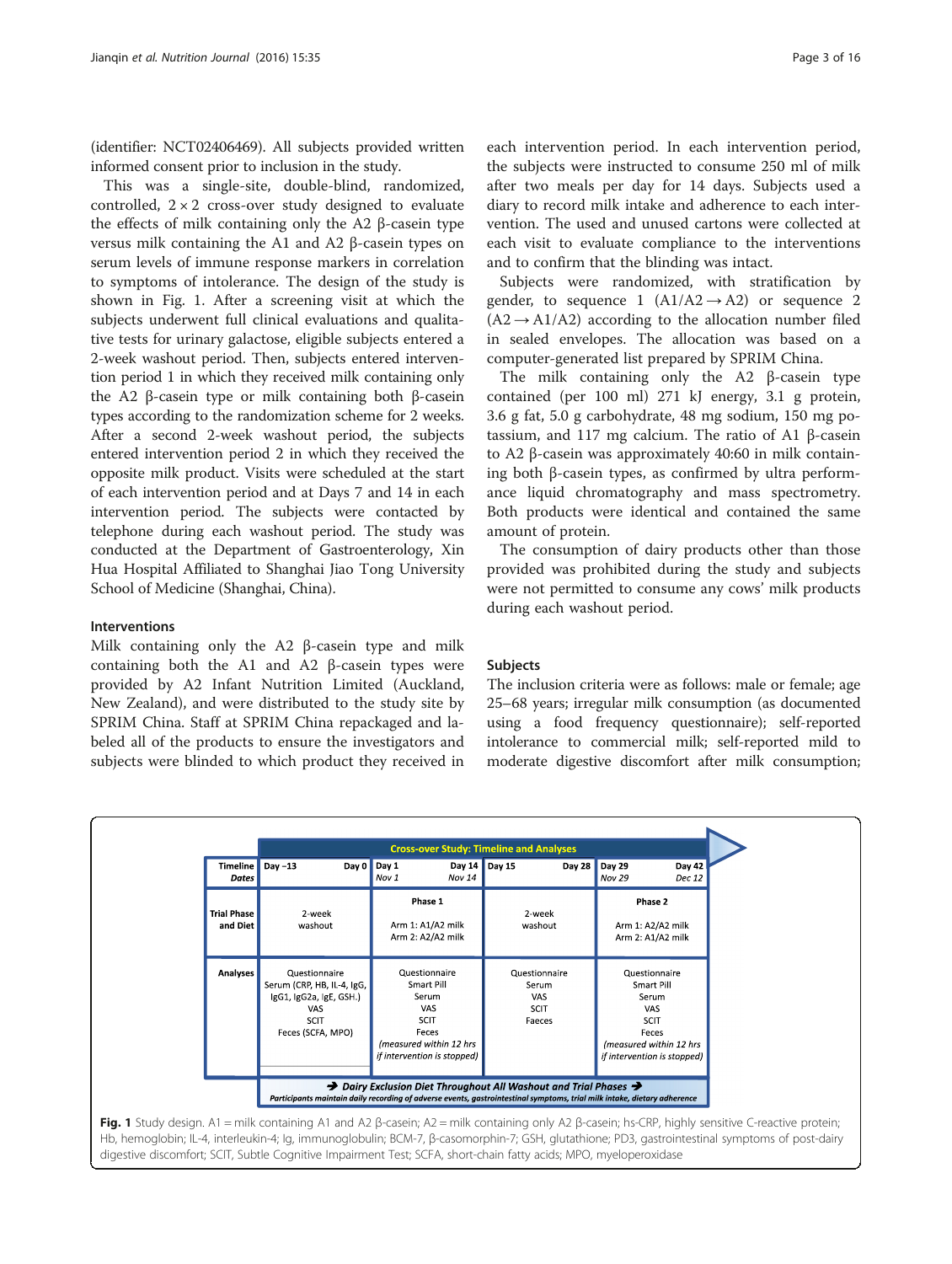(identifier: NCT02406469). All subjects provided written informed consent prior to inclusion in the study.

This was a single-site, double-blind, randomized, controlled, 2 × 2 cross-over study designed to evaluate the effects of milk containing only the A2 β-casein type versus milk containing the A1 and A2 β-casein types on serum levels of immune response markers in correlation to symptoms of intolerance. The design of the study is shown in Fig. 1. After a screening visit at which the subjects underwent full clinical evaluations and qualitative tests for urinary galactose, eligible subjects entered a 2-week washout period. Then, subjects entered intervention period 1 in which they received milk containing only the A2 β-casein type or milk containing both β-casein types according to the randomization scheme for 2 weeks. After a second 2-week washout period, the subjects entered intervention period 2 in which they received the opposite milk product. Visits were scheduled at the start of each intervention period and at Days 7 and 14 in each intervention period. The subjects were contacted by telephone during each washout period. The study was conducted at the Department of Gastroenterology, Xin Hua Hospital Affiliated to Shanghai Jiao Tong University School of Medicine (Shanghai, China).

### Interventions

Milk containing only the A2 β-casein type and milk containing both the A1 and A2 β-casein types were provided by A2 Infant Nutrition Limited (Auckland, New Zealand), and were distributed to the study site by SPRIM China. Staff at SPRIM China repackaged and labeled all of the products to ensure the investigators and subjects were blinded to which product they received in each intervention period. In each intervention period, the subjects were instructed to consume 250 ml of milk after two meals per day for 14 days. Subjects used a diary to record milk intake and adherence to each intervention. The used and unused cartons were collected at each visit to evaluate compliance to the interventions and to confirm that the blinding was intact.

Subjects were randomized, with stratification by gender, to sequence 1 (A1/A2 → A2) or sequence 2 (A2 → A1/A2) according to the allocation number filed in sealed envelopes. The allocation was based on a computer-generated list prepared by SPRIM China.

The milk containing only the A2 β-casein type contained (per 100 ml) 271 kJ energy, 3.1 g protein, 3.6 g fat, 5.0 g carbohydrate, 48 mg sodium, 150 mg potassium, and 117 mg calcium. The ratio of A1 β-casein to A2 β-casein was approximately 40:60 in milk containing both β-casein types, as confirmed by ultra performance liquid chromatography and mass spectrometry. Both products were identical and contained the same amount of protein.

The consumption of dairy products other than those provided was prohibited during the study and subjects were not permitted to consume any cows' milk products during each washout period.

### Subjects

The inclusion criteria were as follows: male or female; age 25–68 years; irregular milk consumption (as documented using a food frequency questionnaire); self-reported intolerance to commercial milk; self-reported mild to moderate digestive discomfort after milk consumption;

**Cross-over Study: Timeline and Analyses**

| Timeline *Dates* | Day −13 – Day 0 | Day 1 *Nov 1* – Day 14 *Nov 14* | Day 15 – Day 28 | Day 29 *Nov 29* – Day 42 *Dec 12* |
|---|---|---|---|---|
| Trial Phase and Diet | 2-week washout | Phase 1<br>Arm 1: A1/A2 milk<br>Arm 2: A2/A2 milk | 2-week washout | Phase 2<br>Arm 1: A2/A2 milk<br>Arm 2: A1/A2 milk |
| Analyses | Questionnaire<br>Serum (CRP, HB, IL-4, IgG, IgG1, IgG2a, IgE, GSH.)<br>VAS<br>SCIT<br>Feces (SCFA, MPO) | Questionnaire<br>Smart Pill<br>Serum<br>VAS<br>SCIT<br>Feces<br>*(measured within 12 hrs if intervention is stopped)* | Questionnaire<br>Serum<br>VAS<br>SCIT<br>Faeces | Questionnaire<br>Smart Pill<br>Serum<br>VAS<br>SCIT<br>Feces<br>*(measured within 12 hrs if intervention is stopped)* |

➔ *Dairy Exclusion Diet Throughout All Washout and Trial Phases* ➔
*Participants maintain daily recording of adverse events, gastrointestinal symptoms, trial milk intake, dietary adherence*

**Fig. 1** Study design. A1 = milk containing A1 and A2 β-casein; A2 = milk containing only A2 β-casein; hs-CRP, highly sensitive C-reactive protein; Hb, hemoglobin; IL-4, interleukin-4; Ig, immunoglobulin; BCM-7, β-casomorphin-7; GSH, glutathione; PD3, gastrointestinal symptoms of post-dairy digestive discomfort; SCIT, Subtle Cognitive Impairment Test; SCFA, short-chain fatty acids; MPO, myeloperoxidase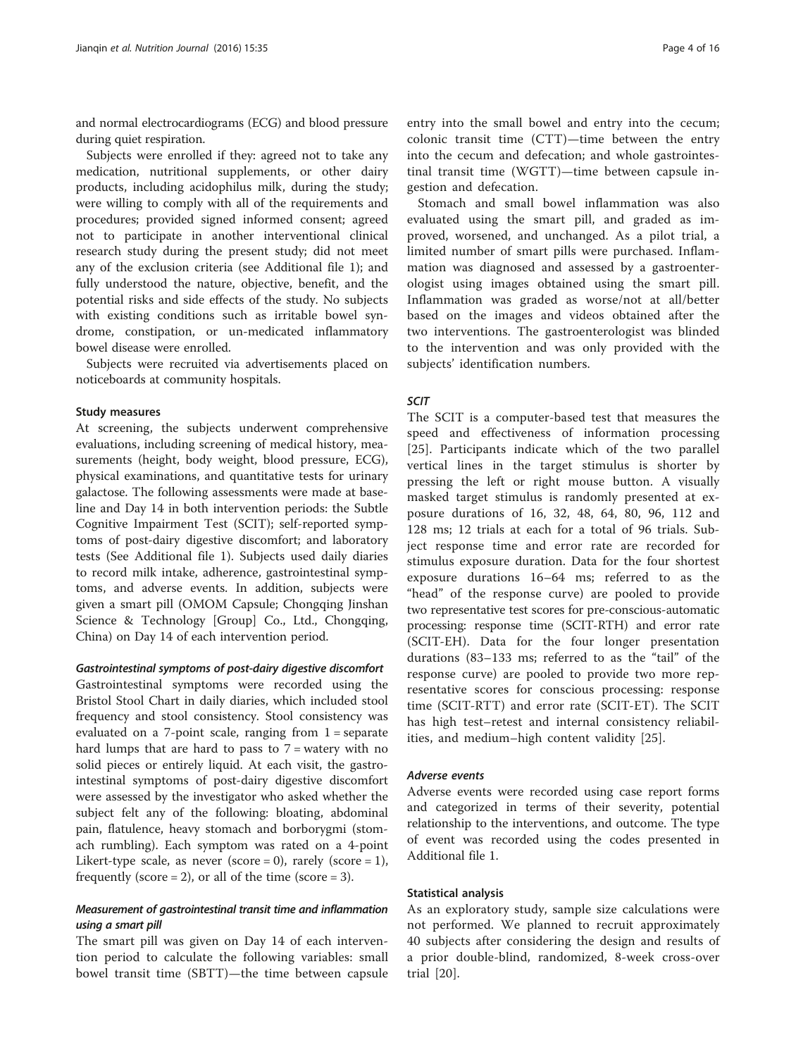and normal electrocardiograms (ECG) and blood pressure during quiet respiration.

Subjects were enrolled if they: agreed not to take any medication, nutritional supplements, or other dairy products, including acidophilus milk, during the study; were willing to comply with all of the requirements and procedures; provided signed informed consent; agreed not to participate in another interventional clinical research study during the present study; did not meet any of the exclusion criteria (see Additional file 1); and fully understood the nature, objective, benefit, and the potential risks and side effects of the study. No subjects with existing conditions such as irritable bowel syndrome, constipation, or un-medicated inflammatory bowel disease were enrolled.

Subjects were recruited via advertisements placed on noticeboards at community hospitals.

### Study measures

At screening, the subjects underwent comprehensive evaluations, including screening of medical history, measurements (height, body weight, blood pressure, ECG), physical examinations, and quantitative tests for urinary galactose. The following assessments were made at baseline and Day 14 in both intervention periods: the Subtle Cognitive Impairment Test (SCIT); self-reported symptoms of post-dairy digestive discomfort; and laboratory tests (See Additional file 1). Subjects used daily diaries to record milk intake, adherence, gastrointestinal symptoms, and adverse events. In addition, subjects were given a smart pill (OMOM Capsule; Chongqing Jinshan Science & Technology [Group] Co., Ltd., Chongqing, China) on Day 14 of each intervention period.

#### *Gastrointestinal symptoms of post-dairy digestive discomfort*

Gastrointestinal symptoms were recorded using the Bristol Stool Chart in daily diaries, which included stool frequency and stool consistency. Stool consistency was evaluated on a 7-point scale, ranging from 1 = separate hard lumps that are hard to pass to 7 = watery with no solid pieces or entirely liquid. At each visit, the gastrointestinal symptoms of post-dairy digestive discomfort were assessed by the investigator who asked whether the subject felt any of the following: bloating, abdominal pain, flatulence, heavy stomach and borborygmi (stomach rumbling). Each symptom was rated on a 4-point Likert-type scale, as never (score = 0), rarely (score = 1), frequently (score = 2), or all of the time (score = 3).

#### *Measurement of gastrointestinal transit time and inflammation using a smart pill*

The smart pill was given on Day 14 of each intervention period to calculate the following variables: small bowel transit time (SBTT)—the time between capsule entry into the small bowel and entry into the cecum; colonic transit time (CTT)—time between the entry into the cecum and defecation; and whole gastrointestinal transit time (WGTT)—time between capsule ingestion and defecation.

Stomach and small bowel inflammation was also evaluated using the smart pill, and graded as improved, worsened, and unchanged. As a pilot trial, a limited number of smart pills were purchased. Inflammation was diagnosed and assessed by a gastroenterologist using images obtained using the smart pill. Inflammation was graded as worse/not at all/better based on the images and videos obtained after the two interventions. The gastroenterologist was blinded to the intervention and was only provided with the subjects' identification numbers.

#### *SCIT*

The SCIT is a computer-based test that measures the speed and effectiveness of information processing [25]. Participants indicate which of the two parallel vertical lines in the target stimulus is shorter by pressing the left or right mouse button. A visually masked target stimulus is randomly presented at exposure durations of 16, 32, 48, 64, 80, 96, 112 and 128 ms; 12 trials at each for a total of 96 trials. Subject response time and error rate are recorded for stimulus exposure duration. Data for the four shortest exposure durations 16–64 ms; referred to as the "head" of the response curve) are pooled to provide two representative test scores for pre-conscious-automatic processing: response time (SCIT-RTH) and error rate (SCIT-EH). Data for the four longer presentation durations (83–133 ms; referred to as the "tail" of the response curve) are pooled to provide two more representative scores for conscious processing: response time (SCIT-RTT) and error rate (SCIT-ET). The SCIT has high test–retest and internal consistency reliabilities, and medium–high content validity [25].

#### *Adverse events*

Adverse events were recorded using case report forms and categorized in terms of their severity, potential relationship to the interventions, and outcome. The type of event was recorded using the codes presented in Additional file 1.

### Statistical analysis

As an exploratory study, sample size calculations were not performed. We planned to recruit approximately 40 subjects after considering the design and results of a prior double-blind, randomized, 8-week cross-over trial [20].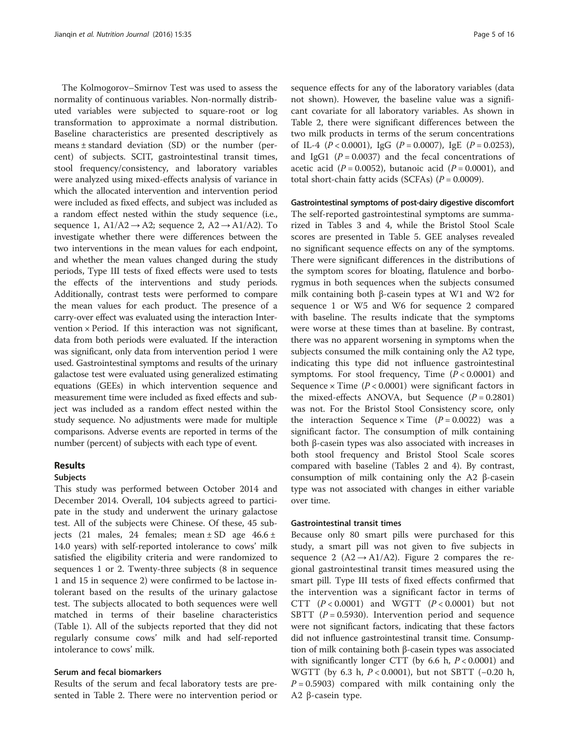The Kolmogorov–Smirnov Test was used to assess the normality of continuous variables. Non-normally distributed variables were subjected to square-root or log transformation to approximate a normal distribution. Baseline characteristics are presented descriptively as means ± standard deviation (SD) or the number (percent) of subjects. SCIT, gastrointestinal transit times, stool frequency/consistency, and laboratory variables were analyzed using mixed-effects analysis of variance in which the allocated intervention and intervention period were included as fixed effects, and subject was included as a random effect nested within the study sequence (i.e., sequence 1, A1/A2 → A2; sequence 2, A2 → A1/A2). To investigate whether there were differences between the two interventions in the mean values for each endpoint, and whether the mean values changed during the study periods, Type III tests of fixed effects were used to tests the effects of the interventions and study periods. Additionally, contrast tests were performed to compare the mean values for each product. The presence of a carry-over effect was evaluated using the interaction Intervention × Period. If this interaction was not significant, data from both periods were evaluated. If the interaction was significant, only data from intervention period 1 were used. Gastrointestinal symptoms and results of the urinary galactose test were evaluated using generalized estimating equations (GEEs) in which intervention sequence and measurement time were included as fixed effects and subject was included as a random effect nested within the study sequence. No adjustments were made for multiple comparisons. Adverse events are reported in terms of the number (percent) of subjects with each type of event.

## Results

### Subjects

This study was performed between October 2014 and December 2014. Overall, 104 subjects agreed to participate in the study and underwent the urinary galactose test. All of the subjects were Chinese. Of these, 45 subjects (21 males, 24 females; mean ± SD age 46.6 ± 14.0 years) with self-reported intolerance to cows' milk satisfied the eligibility criteria and were randomized to sequences 1 or 2. Twenty-three subjects (8 in sequence 1 and 15 in sequence 2) were confirmed to be lactose intolerant based on the results of the urinary galactose test. The subjects allocated to both sequences were well matched in terms of their baseline characteristics (Table 1). All of the subjects reported that they did not regularly consume cows' milk and had self-reported intolerance to cows' milk.

### Serum and fecal biomarkers

Results of the serum and fecal laboratory tests are presented in Table 2. There were no intervention period or sequence effects for any of the laboratory variables (data not shown). However, the baseline value was a significant covariate for all laboratory variables. As shown in Table 2, there were significant differences between the two milk products in terms of the serum concentrations of IL-4 ($P < 0.0001$), IgG ($P = 0.0007$), IgE ($P = 0.0253$), and IgG1 ($P = 0.0037$) and the fecal concentrations of acetic acid ($P = 0.0052$), butanoic acid ($P = 0.0001$), and total short-chain fatty acids (SCFAs) ($P = 0.0009$).

### Gastrointestinal symptoms of post-dairy digestive discomfort

The self-reported gastrointestinal symptoms are summarized in Tables 3 and 4, while the Bristol Stool Scale scores are presented in Table 5. GEE analyses revealed no significant sequence effects on any of the symptoms. There were significant differences in the distributions of the symptom scores for bloating, flatulence and borborygmus in both sequences when the subjects consumed milk containing both β-casein types at W1 and W2 for sequence 1 or W5 and W6 for sequence 2 compared with baseline. The results indicate that the symptoms were worse at these times than at baseline. By contrast, there was no apparent worsening in symptoms when the subjects consumed the milk containing only the A2 type, indicating this type did not influence gastrointestinal symptoms. For stool frequency, Time ($P < 0.0001$) and Sequence × Time ($P < 0.0001$) were significant factors in the mixed-effects ANOVA, but Sequence ($P = 0.2801$) was not. For the Bristol Stool Consistency score, only the interaction Sequence × Time ($P = 0.0022$) was a significant factor. The consumption of milk containing both β-casein types was also associated with increases in both stool frequency and Bristol Stool Scale scores compared with baseline (Tables 2 and 4). By contrast, consumption of milk containing only the A2 β-casein type was not associated with changes in either variable over time.

### Gastrointestinal transit times

Because only 80 smart pills were purchased for this study, a smart pill was not given to five subjects in sequence 2 (A2 → A1/A2). Figure 2 compares the regional gastrointestinal transit times measured using the smart pill. Type III tests of fixed effects confirmed that the intervention was a significant factor in terms of CTT ($P < 0.0001$) and WGTT ($P < 0.0001$) but not SBTT ($P = 0.5930$). Intervention period and sequence were not significant factors, indicating that these factors did not influence gastrointestinal transit time. Consumption of milk containing both β-casein types was associated with significantly longer CTT (by 6.6 h, $P < 0.0001$) and WGTT (by 6.3 h, $P < 0.0001$), but not SBTT (−0.20 h, $P = 0.5903$) compared with milk containing only the A2 β-casein type.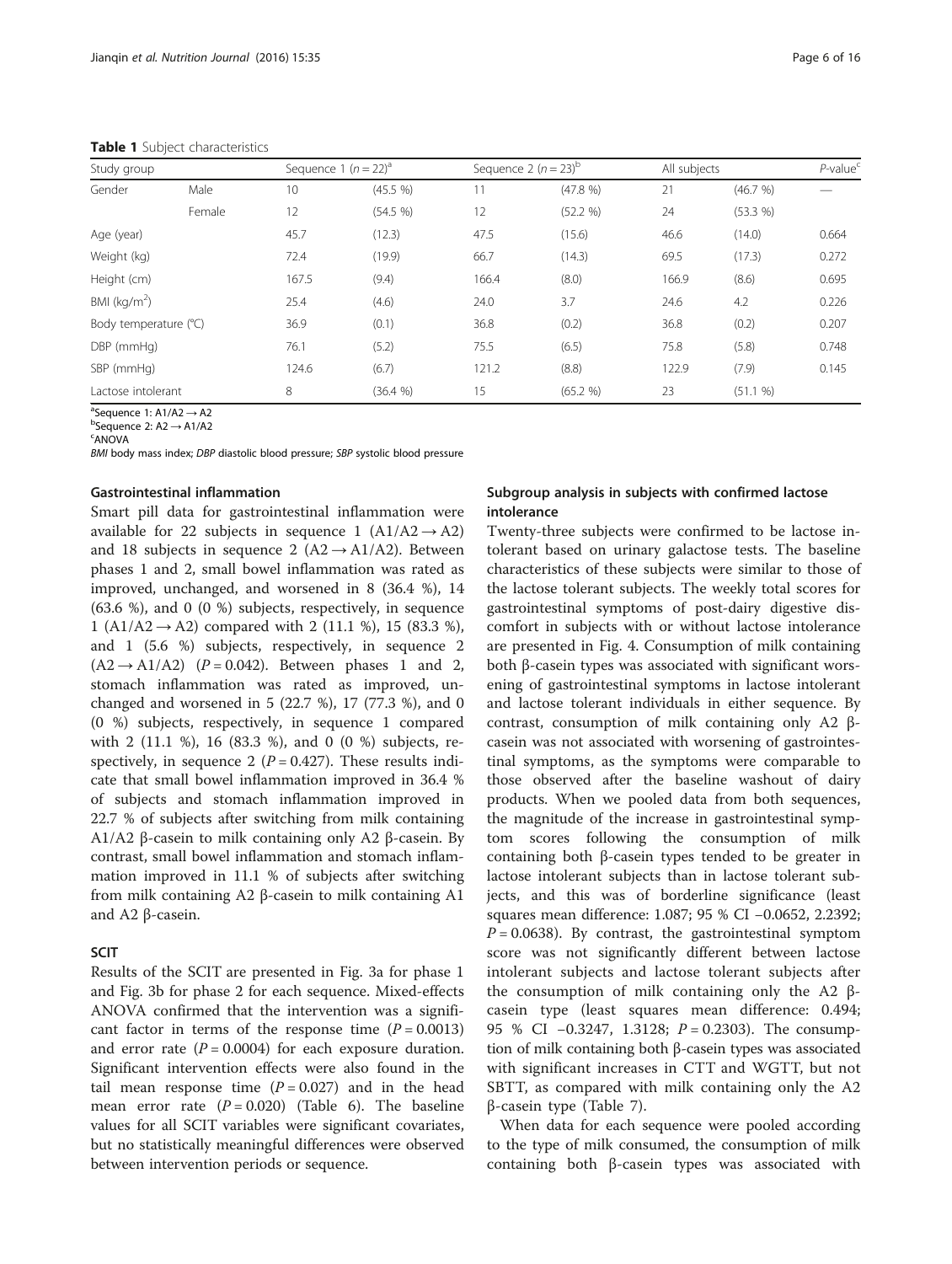**Table 1** Subject characteristics

| Study group | | Sequence 1 ($n = 22$)[a] | | Sequence 2 ($n = 23$)[b] | | All subjects | | $P$-value[c] |
|---|---|---|---|---|---|---|---|---|
| Gender | Male | 10 | (45.5 %) | 11 | (47.8 %) | 21 | (46.7 %) | — |
| | Female | 12 | (54.5 %) | 12 | (52.2 %) | 24 | (53.3 %) | |
| Age (year) | | 45.7 | (12.3) | 47.5 | (15.6) | 46.6 | (14.0) | 0.664 |
| Weight (kg) | | 72.4 | (19.9) | 66.7 | (14.3) | 69.5 | (17.3) | 0.272 |
| Height (cm) | | 167.5 | (9.4) | 166.4 | (8.0) | 166.9 | (8.6) | 0.695 |
| BMI (kg/m$^2$) | | 25.4 | (4.6) | 24.0 | 3.7 | 24.6 | 4.2 | 0.226 |
| Body temperature (°C) | | 36.9 | (0.1) | 36.8 | (0.2) | 36.8 | (0.2) | 0.207 |
| DBP (mmHg) | | 76.1 | (5.2) | 75.5 | (6.5) | 75.8 | (5.8) | 0.748 |
| SBP (mmHg) | | 124.6 | (6.7) | 121.2 | (8.8) | 122.9 | (7.9) | 0.145 |
| Lactose intolerant | | 8 | (36.4 %) | 15 | (65.2 %) | 23 | (51.1 %) | |

[a]Sequence 1: A1/A2 → A2
[b]Sequence 2: A2 → A1/A2
[c]ANOVA
*BMI* body mass index; *DBP* diastolic blood pressure; *SBP* systolic blood pressure

#### Gastrointestinal inflammation

Smart pill data for gastrointestinal inflammation were available for 22 subjects in sequence 1 (A1/A2 → A2) and 18 subjects in sequence 2 (A2 → A1/A2). Between phases 1 and 2, small bowel inflammation was rated as improved, unchanged, and worsened in 8 (36.4 %), 14 (63.6 %), and 0 (0 %) subjects, respectively, in sequence 1 (A1/A2 → A2) compared with 2 (11.1 %), 15 (83.3 %), and 1 (5.6 %) subjects, respectively, in sequence 2 (A2 → A1/A2) ($P = 0.042$). Between phases 1 and 2, stomach inflammation was rated as improved, unchanged and worsened in 5 (22.7 %), 17 (77.3 %), and 0 (0 %) subjects, respectively, in sequence 1 compared with 2 (11.1 %), 16 (83.3 %), and 0 (0 %) subjects, respectively, in sequence 2 ($P = 0.427$). These results indicate that small bowel inflammation improved in 36.4 % of subjects and stomach inflammation improved in 22.7 % of subjects after switching from milk containing A1/A2 β-casein to milk containing only A2 β-casein. By contrast, small bowel inflammation and stomach inflammation improved in 11.1 % of subjects after switching from milk containing A2 β-casein to milk containing A1 and A2 β-casein.

#### SCIT

Results of the SCIT are presented in Fig. 3a for phase 1 and Fig. 3b for phase 2 for each sequence. Mixed-effects ANOVA confirmed that the intervention was a significant factor in terms of the response time ($P = 0.0013$) and error rate ($P = 0.0004$) for each exposure duration. Significant intervention effects were also found in the tail mean response time ($P = 0.027$) and in the head mean error rate ($P = 0.020$) (Table 6). The baseline values for all SCIT variables were significant covariates, but no statistically meaningful differences were observed between intervention periods or sequence.

#### Subgroup analysis in subjects with confirmed lactose intolerance

Twenty-three subjects were confirmed to be lactose intolerant based on urinary galactose tests. The baseline characteristics of these subjects were similar to those of the lactose tolerant subjects. The weekly total scores for gastrointestinal symptoms of post-dairy digestive discomfort in subjects with or without lactose intolerance are presented in Fig. 4. Consumption of milk containing both β-casein types was associated with significant worsening of gastrointestinal symptoms in lactose intolerant and lactose tolerant individuals in either sequence. By contrast, consumption of milk containing only A2 β-casein was not associated with worsening of gastrointestinal symptoms, as the symptoms were comparable to those observed after the baseline washout of dairy products. When we pooled data from both sequences, the magnitude of the increase in gastrointestinal symptom scores following the consumption of milk containing both β-casein types tended to be greater in lactose intolerant subjects than in lactose tolerant subjects, and this was of borderline significance (least squares mean difference: 1.087; 95 % CI −0.0652, 2.2392; $P = 0.0638$). By contrast, the gastrointestinal symptom score was not significantly different between lactose intolerant subjects and lactose tolerant subjects after the consumption of milk containing only the A2 β-casein type (least squares mean difference: 0.494; 95 % CI −0.3247, 1.3128; $P = 0.2303$). The consumption of milk containing both β-casein types was associated with significant increases in CTT and WGTT, but not SBTT, as compared with milk containing only the A2 β-casein type (Table 7).

When data for each sequence were pooled according to the type of milk consumed, the consumption of milk containing both β-casein types was associated with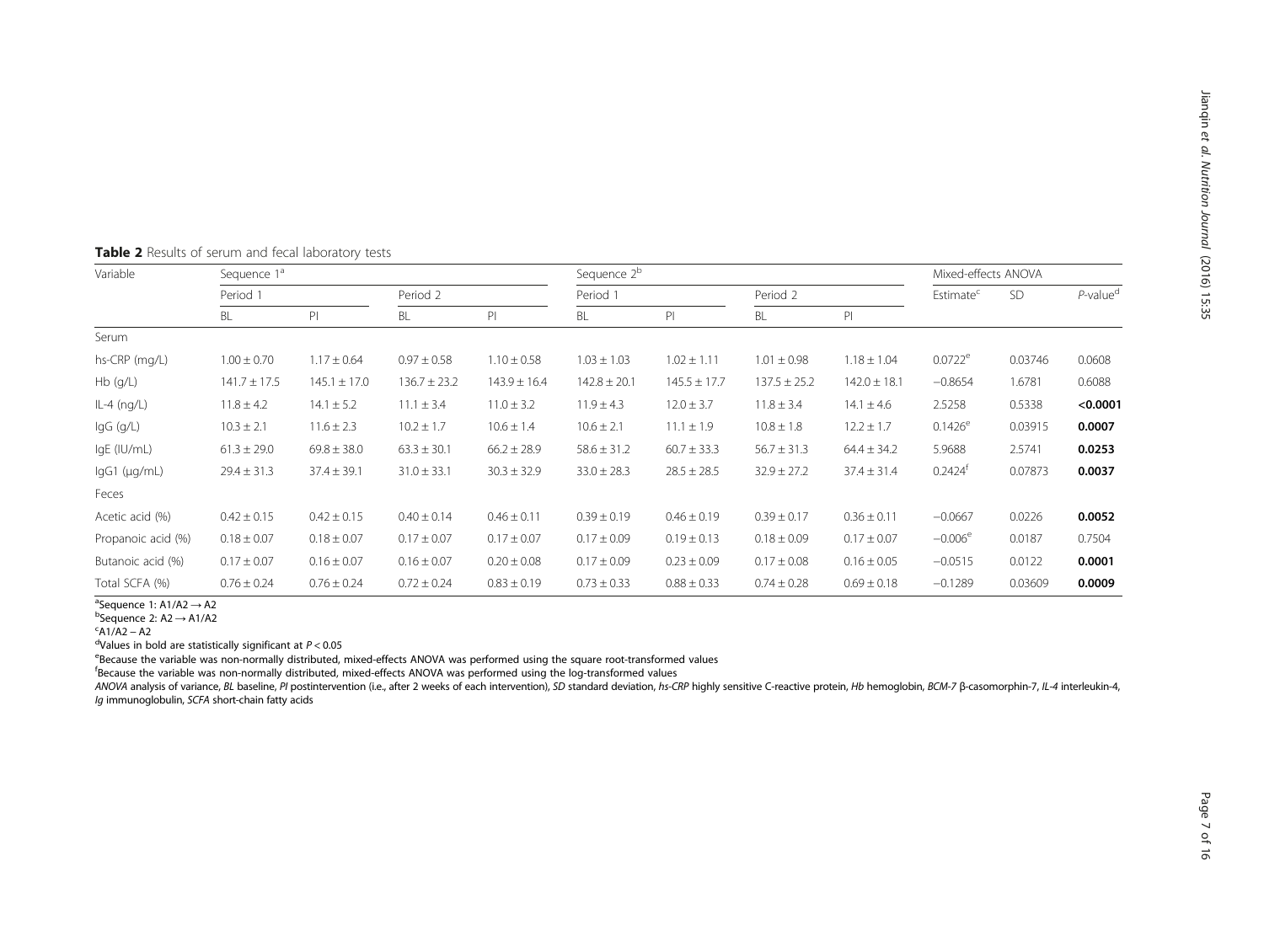**Table 2** Results of serum and fecal laboratory tests

| Variable | Sequence 1[a] | | | | Sequence 2[b] | | | | Mixed-effects ANOVA | | |
|---|---|---|---|---|---|---|---|---|---|---|---|
| | Period 1 | | Period 2 | | Period 1 | | Period 2 | | Estimate[c] | SD | *P*-value[d] |
| | BL | PI | BL | PI | BL | PI | BL | PI | | | |
| Serum | | | | | | | | | | | |
| hs-CRP (mg/L) | 1.00 ± 0.70 | 1.17 ± 0.64 | 0.97 ± 0.58 | 1.10 ± 0.58 | 1.03 ± 1.03 | 1.02 ± 1.11 | 1.01 ± 0.98 | 1.18 ± 1.04 | 0.0722[e] | 0.03746 | 0.0608 |
| Hb (g/L) | 141.7 ± 17.5 | 145.1 ± 17.0 | 136.7 ± 23.2 | 143.9 ± 16.4 | 142.8 ± 20.1 | 145.5 ± 17.7 | 137.5 ± 25.2 | 142.0 ± 18.1 | −0.8654 | 1.6781 | 0.6088 |
| IL-4 (ng/L) | 11.8 ± 4.2 | 14.1 ± 5.2 | 11.1 ± 3.4 | 11.0 ± 3.2 | 11.9 ± 4.3 | 12.0 ± 3.7 | 11.8 ± 3.4 | 14.1 ± 4.6 | 2.5258 | 0.5338 | **<0.0001** |
| IgG (g/L) | 10.3 ± 2.1 | 11.6 ± 2.3 | 10.2 ± 1.7 | 10.6 ± 1.4 | 10.6 ± 2.1 | 11.1 ± 1.9 | 10.8 ± 1.8 | 12.2 ± 1.7 | 0.1426[e] | 0.03915 | **0.0007** |
| IgE (IU/mL) | 61.3 ± 29.0 | 69.8 ± 38.0 | 63.3 ± 30.1 | 66.2 ± 28.9 | 58.6 ± 31.2 | 60.7 ± 33.3 | 56.7 ± 31.3 | 64.4 ± 34.2 | 5.9688 | 2.5741 | **0.0253** |
| IgG1 (μg/mL) | 29.4 ± 31.3 | 37.4 ± 39.1 | 31.0 ± 33.1 | 30.3 ± 32.9 | 33.0 ± 28.3 | 28.5 ± 28.5 | 32.9 ± 27.2 | 37.4 ± 31.4 | 0.2424[f] | 0.07873 | **0.0037** |
| Feces | | | | | | | | | | | |
| Acetic acid (%) | 0.42 ± 0.15 | 0.42 ± 0.15 | 0.40 ± 0.14 | 0.46 ± 0.11 | 0.39 ± 0.19 | 0.46 ± 0.19 | 0.39 ± 0.17 | 0.36 ± 0.11 | −0.0667 | 0.0226 | **0.0052** |
| Propanoic acid (%) | 0.18 ± 0.07 | 0.18 ± 0.07 | 0.17 ± 0.07 | 0.17 ± 0.07 | 0.17 ± 0.09 | 0.19 ± 0.13 | 0.18 ± 0.09 | 0.17 ± 0.07 | −0.006[e] | 0.0187 | 0.7504 |
| Butanoic acid (%) | 0.17 ± 0.07 | 0.16 ± 0.07 | 0.16 ± 0.07 | 0.20 ± 0.08 | 0.17 ± 0.09 | 0.23 ± 0.09 | 0.17 ± 0.08 | 0.16 ± 0.05 | −0.0515 | 0.0122 | **0.0001** |
| Total SCFA (%) | 0.76 ± 0.24 | 0.76 ± 0.24 | 0.72 ± 0.24 | 0.83 ± 0.19 | 0.73 ± 0.33 | 0.88 ± 0.33 | 0.74 ± 0.28 | 0.69 ± 0.18 | −0.1289 | 0.03609 | **0.0009** |

[a]Sequence 1: A1/A2 → A2
[b]Sequence 2: A2 → A1/A2
[c]A1/A2 – A2
[d]Values in bold are statistically significant at $P < 0.05$
[e]Because the variable was non-normally distributed, mixed-effects ANOVA was performed using the square root-transformed values
[f]Because the variable was non-normally distributed, mixed-effects ANOVA was performed using the log-transformed values

*ANOVA* analysis of variance, *BL* baseline, *PI* postintervention (i.e., after 2 weeks of each intervention), *SD* standard deviation, *hs-CRP* highly sensitive C-reactive protein, *Hb* hemoglobin, *BCM-7* β-casomorphin-7, *IL-4* interleukin-4, *Ig* immunoglobulin, *SCFA* short-chain fatty acids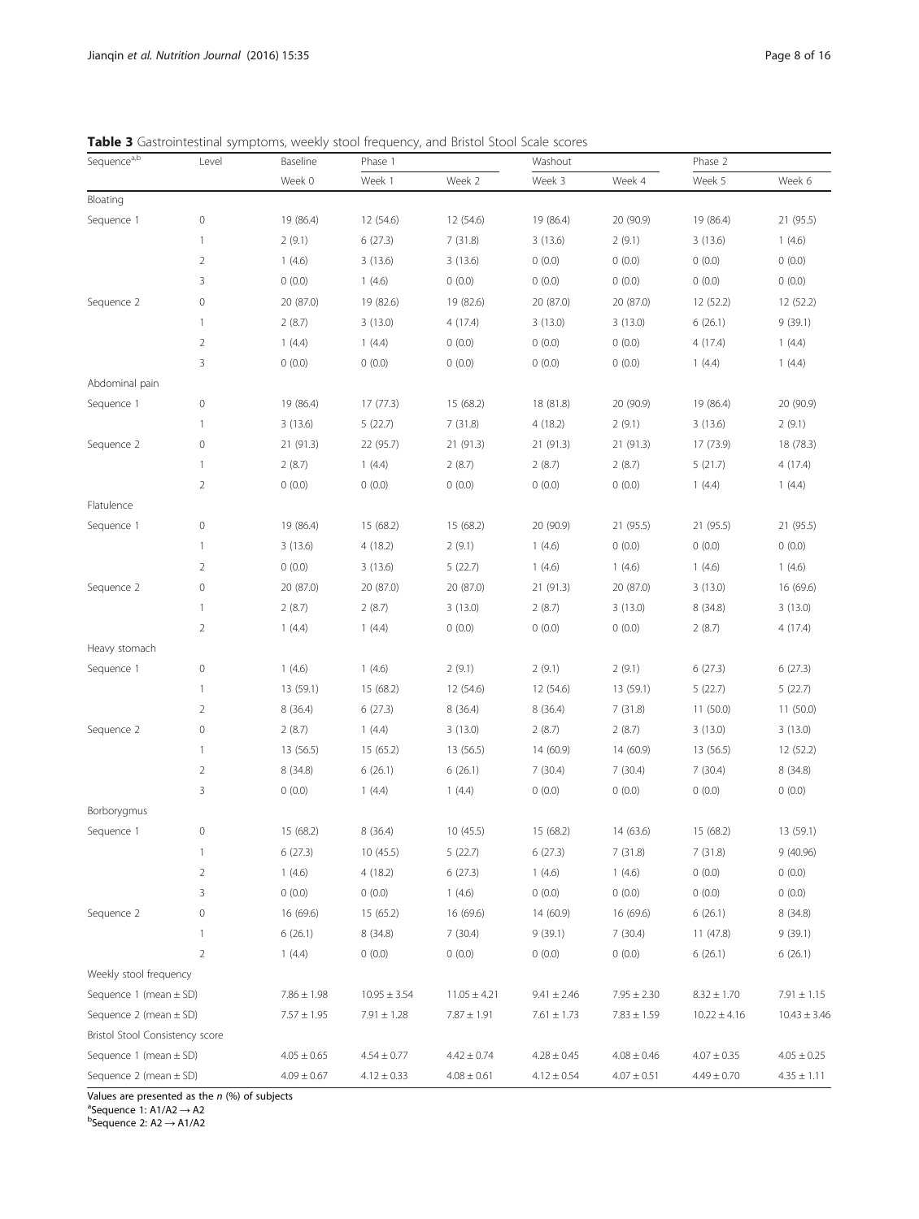**Table 3** Gastrointestinal symptoms, weekly stool frequency, and Bristol Stool Scale scores

| Sequence[a,b] | Level | Baseline | Phase 1 | | Washout | | Phase 2 | |
|---|---|---|---|---|---|---|---|---|
| | | Week 0 | Week 1 | Week 2 | Week 3 | Week 4 | Week 5 | Week 6 |
| Bloating | | | | | | | | |
| Sequence 1 | 0 | 19 (86.4) | 12 (54.6) | 12 (54.6) | 19 (86.4) | 20 (90.9) | 19 (86.4) | 21 (95.5) |
| | 1 | 2 (9.1) | 6 (27.3) | 7 (31.8) | 3 (13.6) | 2 (9.1) | 3 (13.6) | 1 (4.6) |
| | 2 | 1 (4.6) | 3 (13.6) | 3 (13.6) | 0 (0.0) | 0 (0.0) | 0 (0.0) | 0 (0.0) |
| | 3 | 0 (0.0) | 1 (4.6) | 0 (0.0) | 0 (0.0) | 0 (0.0) | 0 (0.0) | 0 (0.0) |
| Sequence 2 | 0 | 20 (87.0) | 19 (82.6) | 19 (82.6) | 20 (87.0) | 20 (87.0) | 12 (52.2) | 12 (52.2) |
| | 1 | 2 (8.7) | 3 (13.0) | 4 (17.4) | 3 (13.0) | 3 (13.0) | 6 (26.1) | 9 (39.1) |
| | 2 | 1 (4.4) | 1 (4.4) | 0 (0.0) | 0 (0.0) | 0 (0.0) | 4 (17.4) | 1 (4.4) |
| | 3 | 0 (0.0) | 0 (0.0) | 0 (0.0) | 0 (0.0) | 0 (0.0) | 1 (4.4) | 1 (4.4) |
| Abdominal pain | | | | | | | | |
| Sequence 1 | 0 | 19 (86.4) | 17 (77.3) | 15 (68.2) | 18 (81.8) | 20 (90.9) | 19 (86.4) | 20 (90.9) |
| | 1 | 3 (13.6) | 5 (22.7) | 7 (31.8) | 4 (18.2) | 2 (9.1) | 3 (13.6) | 2 (9.1) |
| Sequence 2 | 0 | 21 (91.3) | 22 (95.7) | 21 (91.3) | 21 (91.3) | 21 (91.3) | 17 (73.9) | 18 (78.3) |
| | 1 | 2 (8.7) | 1 (4.4) | 2 (8.7) | 2 (8.7) | 2 (8.7) | 5 (21.7) | 4 (17.4) |
| | 2 | 0 (0.0) | 0 (0.0) | 0 (0.0) | 0 (0.0) | 0 (0.0) | 1 (4.4) | 1 (4.4) |
| Flatulence | | | | | | | | |
| Sequence 1 | 0 | 19 (86.4) | 15 (68.2) | 15 (68.2) | 20 (90.9) | 21 (95.5) | 21 (95.5) | 21 (95.5) |
| | 1 | 3 (13.6) | 4 (18.2) | 2 (9.1) | 1 (4.6) | 0 (0.0) | 0 (0.0) | 0 (0.0) |
| | 2 | 0 (0.0) | 3 (13.6) | 5 (22.7) | 1 (4.6) | 1 (4.6) | 1 (4.6) | 1 (4.6) |
| Sequence 2 | 0 | 20 (87.0) | 20 (87.0) | 20 (87.0) | 21 (91.3) | 20 (87.0) | 3 (13.0) | 16 (69.6) |
| | 1 | 2 (8.7) | 2 (8.7) | 3 (13.0) | 2 (8.7) | 3 (13.0) | 8 (34.8) | 3 (13.0) |
| | 2 | 1 (4.4) | 1 (4.4) | 0 (0.0) | 0 (0.0) | 0 (0.0) | 2 (8.7) | 4 (17.4) |
| Heavy stomach | | | | | | | | |
| Sequence 1 | 0 | 1 (4.6) | 1 (4.6) | 2 (9.1) | 2 (9.1) | 2 (9.1) | 6 (27.3) | 6 (27.3) |
| | 1 | 13 (59.1) | 15 (68.2) | 12 (54.6) | 12 (54.6) | 13 (59.1) | 5 (22.7) | 5 (22.7) |
| | 2 | 8 (36.4) | 6 (27.3) | 8 (36.4) | 8 (36.4) | 7 (31.8) | 11 (50.0) | 11 (50.0) |
| Sequence 2 | 0 | 2 (8.7) | 1 (4.4) | 3 (13.0) | 2 (8.7) | 2 (8.7) | 3 (13.0) | 3 (13.0) |
| | 1 | 13 (56.5) | 15 (65.2) | 13 (56.5) | 14 (60.9) | 14 (60.9) | 13 (56.5) | 12 (52.2) |
| | 2 | 8 (34.8) | 6 (26.1) | 6 (26.1) | 7 (30.4) | 7 (30.4) | 7 (30.4) | 8 (34.8) |
| | 3 | 0 (0.0) | 1 (4.4) | 1 (4.4) | 0 (0.0) | 0 (0.0) | 0 (0.0) | 0 (0.0) |
| Borborygmus | | | | | | | | |
| Sequence 1 | 0 | 15 (68.2) | 8 (36.4) | 10 (45.5) | 15 (68.2) | 14 (63.6) | 15 (68.2) | 13 (59.1) |
| | 1 | 6 (27.3) | 10 (45.5) | 5 (22.7) | 6 (27.3) | 7 (31.8) | 7 (31.8) | 9 (40.96) |
| | 2 | 1 (4.6) | 4 (18.2) | 6 (27.3) | 1 (4.6) | 1 (4.6) | 0 (0.0) | 0 (0.0) |
| | 3 | 0 (0.0) | 0 (0.0) | 1 (4.6) | 0 (0.0) | 0 (0.0) | 0 (0.0) | 0 (0.0) |
| Sequence 2 | 0 | 16 (69.6) | 15 (65.2) | 16 (69.6) | 14 (60.9) | 16 (69.6) | 6 (26.1) | 8 (34.8) |
| | 1 | 6 (26.1) | 8 (34.8) | 7 (30.4) | 9 (39.1) | 7 (30.4) | 11 (47.8) | 9 (39.1) |
| | 2 | 1 (4.4) | 0 (0.0) | 0 (0.0) | 0 (0.0) | 0 (0.0) | 6 (26.1) | 6 (26.1) |
| Weekly stool frequency | | | | | | | | |
| Sequence 1 (mean ± SD) | | 7.86 ± 1.98 | 10.95 ± 3.54 | 11.05 ± 4.21 | 9.41 ± 2.46 | 7.95 ± 2.30 | 8.32 ± 1.70 | 7.91 ± 1.15 |
| Sequence 2 (mean ± SD) | | 7.57 ± 1.95 | 7.91 ± 1.28 | 7.87 ± 1.91 | 7.61 ± 1.73 | 7.83 ± 1.59 | 10.22 ± 4.16 | 10.43 ± 3.46 |
| Bristol Stool Consistency score | | | | | | | | |
| Sequence 1 (mean ± SD) | | 4.05 ± 0.65 | 4.54 ± 0.77 | 4.42 ± 0.74 | 4.28 ± 0.45 | 4.08 ± 0.46 | 4.07 ± 0.35 | 4.05 ± 0.25 |
| Sequence 2 (mean ± SD) | | 4.09 ± 0.67 | 4.12 ± 0.33 | 4.08 ± 0.61 | 4.12 ± 0.54 | 4.07 ± 0.51 | 4.49 ± 0.70 | 4.35 ± 1.11 |

Values are presented as the *n* (%) of subjects

[a]Sequence 1: A1/A2 → A2

[b]Sequence 2: A2 → A1/A2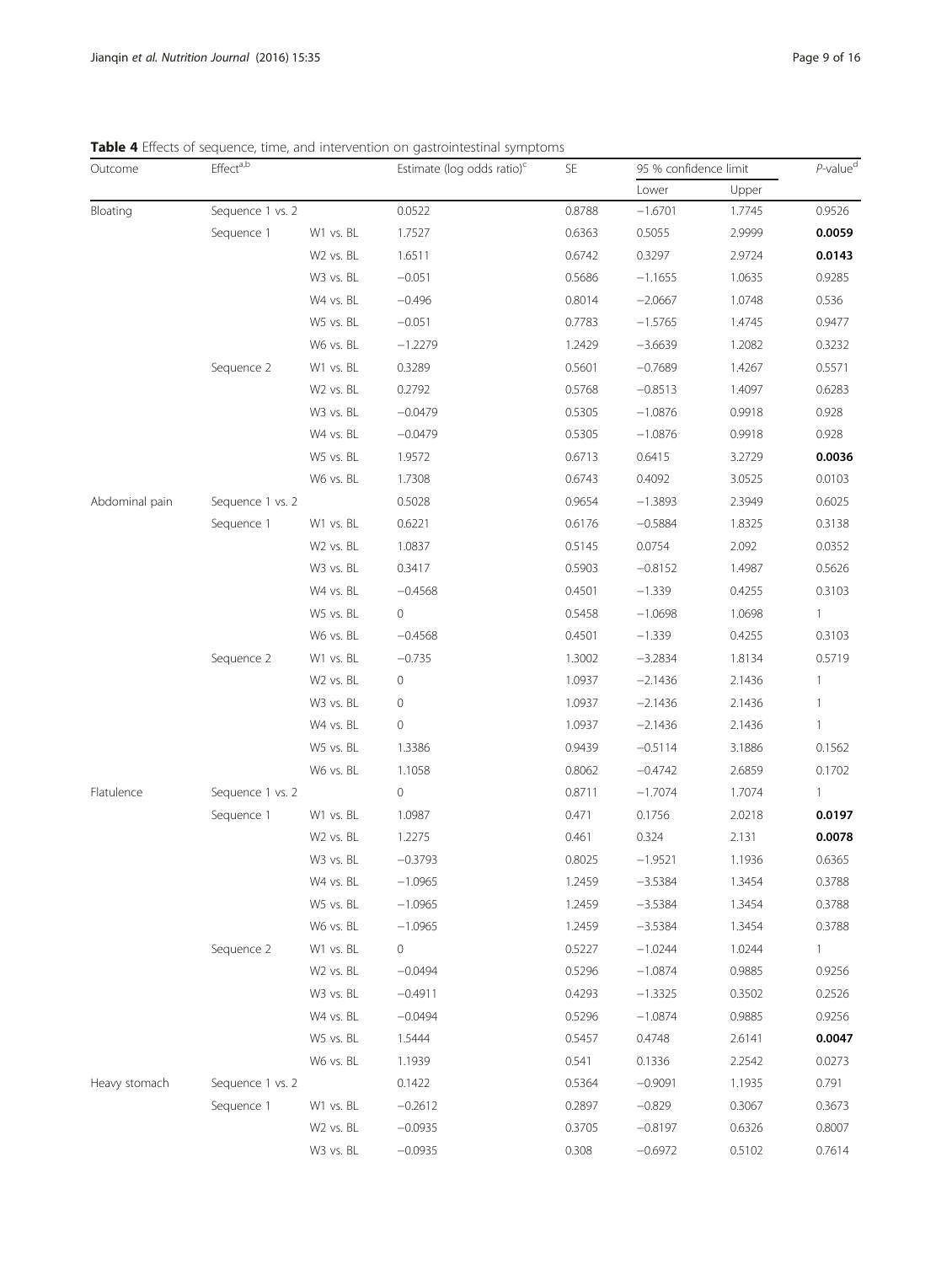**Table 4** Effects of sequence, time, and intervention on gastrointestinal symptoms

| Outcome | Effect[a,b] | | Estimate (log odds ratio)[c] | SE | 95 % confidence limit | | P-value[d] |
|---|---|---|---|---|---|---|---|
| | | | | | Lower | Upper | |
| Bloating | Sequence 1 vs. 2 | | 0.0522 | 0.8788 | −1.6701 | 1.7745 | 0.9526 |
| | Sequence 1 | W1 vs. BL | 1.7527 | 0.6363 | 0.5055 | 2.9999 | **0.0059** |
| | | W2 vs. BL | 1.6511 | 0.6742 | 0.3297 | 2.9724 | **0.0143** |
| | | W3 vs. BL | −0.051 | 0.5686 | −1.1655 | 1.0635 | 0.9285 |
| | | W4 vs. BL | −0.496 | 0.8014 | −2.0667 | 1.0748 | 0.536 |
| | | W5 vs. BL | −0.051 | 0.7783 | −1.5765 | 1.4745 | 0.9477 |
| | | W6 vs. BL | −1.2279 | 1.2429 | −3.6639 | 1.2082 | 0.3232 |
| | Sequence 2 | W1 vs. BL | 0.3289 | 0.5601 | −0.7689 | 1.4267 | 0.5571 |
| | | W2 vs. BL | 0.2792 | 0.5768 | −0.8513 | 1.4097 | 0.6283 |
| | | W3 vs. BL | −0.0479 | 0.5305 | −1.0876 | 0.9918 | 0.928 |
| | | W4 vs. BL | −0.0479 | 0.5305 | −1.0876 | 0.9918 | 0.928 |
| | | W5 vs. BL | 1.9572 | 0.6713 | 0.6415 | 3.2729 | **0.0036** |
| | | W6 vs. BL | 1.7308 | 0.6743 | 0.4092 | 3.0525 | 0.0103 |
| Abdominal pain | Sequence 1 vs. 2 | | 0.5028 | 0.9654 | −1.3893 | 2.3949 | 0.6025 |
| | Sequence 1 | W1 vs. BL | 0.6221 | 0.6176 | −0.5884 | 1.8325 | 0.3138 |
| | | W2 vs. BL | 1.0837 | 0.5145 | 0.0754 | 2.092 | 0.0352 |
| | | W3 vs. BL | 0.3417 | 0.5903 | −0.8152 | 1.4987 | 0.5626 |
| | | W4 vs. BL | −0.4568 | 0.4501 | −1.339 | 0.4255 | 0.3103 |
| | | W5 vs. BL | 0 | 0.5458 | −1.0698 | 1.0698 | 1 |
| | | W6 vs. BL | −0.4568 | 0.4501 | −1.339 | 0.4255 | 0.3103 |
| | Sequence 2 | W1 vs. BL | −0.735 | 1.3002 | −3.2834 | 1.8134 | 0.5719 |
| | | W2 vs. BL | 0 | 1.0937 | −2.1436 | 2.1436 | 1 |
| | | W3 vs. BL | 0 | 1.0937 | −2.1436 | 2.1436 | 1 |
| | | W4 vs. BL | 0 | 1.0937 | −2.1436 | 2.1436 | 1 |
| | | W5 vs. BL | 1.3386 | 0.9439 | −0.5114 | 3.1886 | 0.1562 |
| | | W6 vs. BL | 1.1058 | 0.8062 | −0.4742 | 2.6859 | 0.1702 |
| Flatulence | Sequence 1 vs. 2 | | 0 | 0.8711 | −1.7074 | 1.7074 | 1 |
| | Sequence 1 | W1 vs. BL | 1.0987 | 0.471 | 0.1756 | 2.0218 | **0.0197** |
| | | W2 vs. BL | 1.2275 | 0.461 | 0.324 | 2.131 | **0.0078** |
| | | W3 vs. BL | −0.3793 | 0.8025 | −1.9521 | 1.1936 | 0.6365 |
| | | W4 vs. BL | −1.0965 | 1.2459 | −3.5384 | 1.3454 | 0.3788 |
| | | W5 vs. BL | −1.0965 | 1.2459 | −3.5384 | 1.3454 | 0.3788 |
| | | W6 vs. BL | −1.0965 | 1.2459 | −3.5384 | 1.3454 | 0.3788 |
| | Sequence 2 | W1 vs. BL | 0 | 0.5227 | −1.0244 | 1.0244 | 1 |
| | | W2 vs. BL | −0.0494 | 0.5296 | −1.0874 | 0.9885 | 0.9256 |
| | | W3 vs. BL | −0.4911 | 0.4293 | −1.3325 | 0.3502 | 0.2526 |
| | | W4 vs. BL | −0.0494 | 0.5296 | −1.0874 | 0.9885 | 0.9256 |
| | | W5 vs. BL | 1.5444 | 0.5457 | 0.4748 | 2.6141 | **0.0047** |
| | | W6 vs. BL | 1.1939 | 0.541 | 0.1336 | 2.2542 | 0.0273 |
| Heavy stomach | Sequence 1 vs. 2 | | 0.1422 | 0.5364 | −0.9091 | 1.1935 | 0.791 |
| | Sequence 1 | W1 vs. BL | −0.2612 | 0.2897 | −0.829 | 0.3067 | 0.3673 |
| | | W2 vs. BL | −0.0935 | 0.3705 | −0.8197 | 0.6326 | 0.8007 |
| | | W3 vs. BL | −0.0935 | 0.308 | −0.6972 | 0.5102 | 0.7614 |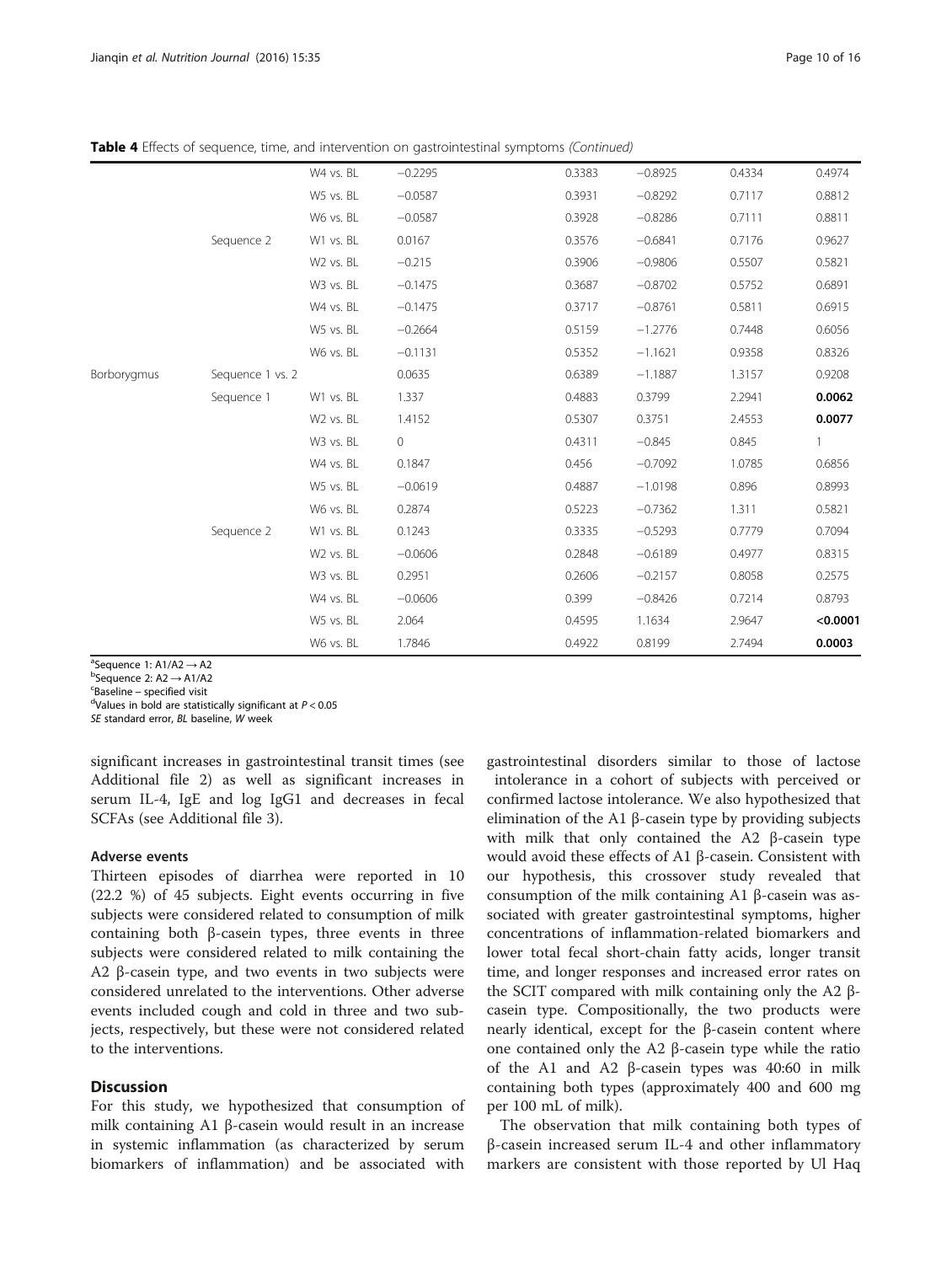**Table 4** Effects of sequence, time, and intervention on gastrointestinal symptoms *(Continued)*

| | | | | | | | |
|---|---|---|---|---|---|---|---|
| | | W4 vs. BL | −0.2295 | 0.3383 | −0.8925 | 0.4334 | 0.4974 |
| | | W5 vs. BL | −0.0587 | 0.3931 | −0.8292 | 0.7117 | 0.8812 |
| | | W6 vs. BL | −0.0587 | 0.3928 | −0.8286 | 0.7111 | 0.8811 |
| | Sequence 2 | W1 vs. BL | 0.0167 | 0.3576 | −0.6841 | 0.7176 | 0.9627 |
| | | W2 vs. BL | −0.215 | 0.3906 | −0.9806 | 0.5507 | 0.5821 |
| | | W3 vs. BL | −0.1475 | 0.3687 | −0.8702 | 0.5752 | 0.6891 |
| | | W4 vs. BL | −0.1475 | 0.3717 | −0.8761 | 0.5811 | 0.6915 |
| | | W5 vs. BL | −0.2664 | 0.5159 | −1.2776 | 0.7448 | 0.6056 |
| | | W6 vs. BL | −0.1131 | 0.5352 | −1.1621 | 0.9358 | 0.8326 |
| Borborygmus | Sequence 1 vs. 2 | | 0.0635 | 0.6389 | −1.1887 | 1.3157 | 0.9208 |
| | Sequence 1 | W1 vs. BL | 1.337 | 0.4883 | 0.3799 | 2.2941 | **0.0062** |
| | | W2 vs. BL | 1.4152 | 0.5307 | 0.3751 | 2.4553 | **0.0077** |
| | | W3 vs. BL | 0 | 0.4311 | −0.845 | 0.845 | 1 |
| | | W4 vs. BL | 0.1847 | 0.456 | −0.7092 | 1.0785 | 0.6856 |
| | | W5 vs. BL | −0.0619 | 0.4887 | −1.0198 | 0.896 | 0.8993 |
| | | W6 vs. BL | 0.2874 | 0.5223 | −0.7362 | 1.311 | 0.5821 |
| | Sequence 2 | W1 vs. BL | 0.1243 | 0.3335 | −0.5293 | 0.7779 | 0.7094 |
| | | W2 vs. BL | −0.0606 | 0.2848 | −0.6189 | 0.4977 | 0.8315 |
| | | W3 vs. BL | 0.2951 | 0.2606 | −0.2157 | 0.8058 | 0.2575 |
| | | W4 vs. BL | −0.0606 | 0.399 | −0.8426 | 0.7214 | 0.8793 |
| | | W5 vs. BL | 2.064 | 0.4595 | 1.1634 | 2.9647 | **<0.0001** |
| | | W6 vs. BL | 1.7846 | 0.4922 | 0.8199 | 2.7494 | **0.0003** |

[a]Sequence 1: A1/A2 → A2
[b]Sequence 2: A2 → A1/A2
[c]Baseline – specified visit
[d]Values in bold are statistically significant at $P < 0.05$
*SE* standard error, *BL* baseline, *W* week

significant increases in gastrointestinal transit times (see Additional file 2) as well as significant increases in serum IL-4, IgE and log IgG1 and decreases in fecal SCFAs (see Additional file 3).

### Adverse events

Thirteen episodes of diarrhea were reported in 10 (22.2 %) of 45 subjects. Eight events occurring in five subjects were considered related to consumption of milk containing both β-casein types, three events in three subjects were considered related to milk containing the A2 β-casein type, and two events in two subjects were considered unrelated to the interventions. Other adverse events included cough and cold in three and two subjects, respectively, but these were not considered related to the interventions.

## Discussion

For this study, we hypothesized that consumption of milk containing A1 β-casein would result in an increase in systemic inflammation (as characterized by serum biomarkers of inflammation) and be associated with gastrointestinal disorders similar to those of lactose intolerance in a cohort of subjects with perceived or confirmed lactose intolerance. We also hypothesized that elimination of the A1 β-casein type by providing subjects with milk that only contained the A2 β-casein type would avoid these effects of A1 β-casein. Consistent with our hypothesis, this crossover study revealed that consumption of the milk containing A1 β-casein was associated with greater gastrointestinal symptoms, higher concentrations of inflammation-related biomarkers and lower total fecal short-chain fatty acids, longer transit time, and longer responses and increased error rates on the SCIT compared with milk containing only the A2 β-casein type. Compositionally, the two products were nearly identical, except for the β-casein content where one contained only the A2 β-casein type while the ratio of the A1 and A2 β-casein types was 40:60 in milk containing both types (approximately 400 and 600 mg per 100 mL of milk).

The observation that milk containing both types of β-casein increased serum IL-4 and other inflammatory markers are consistent with those reported by Ul Haq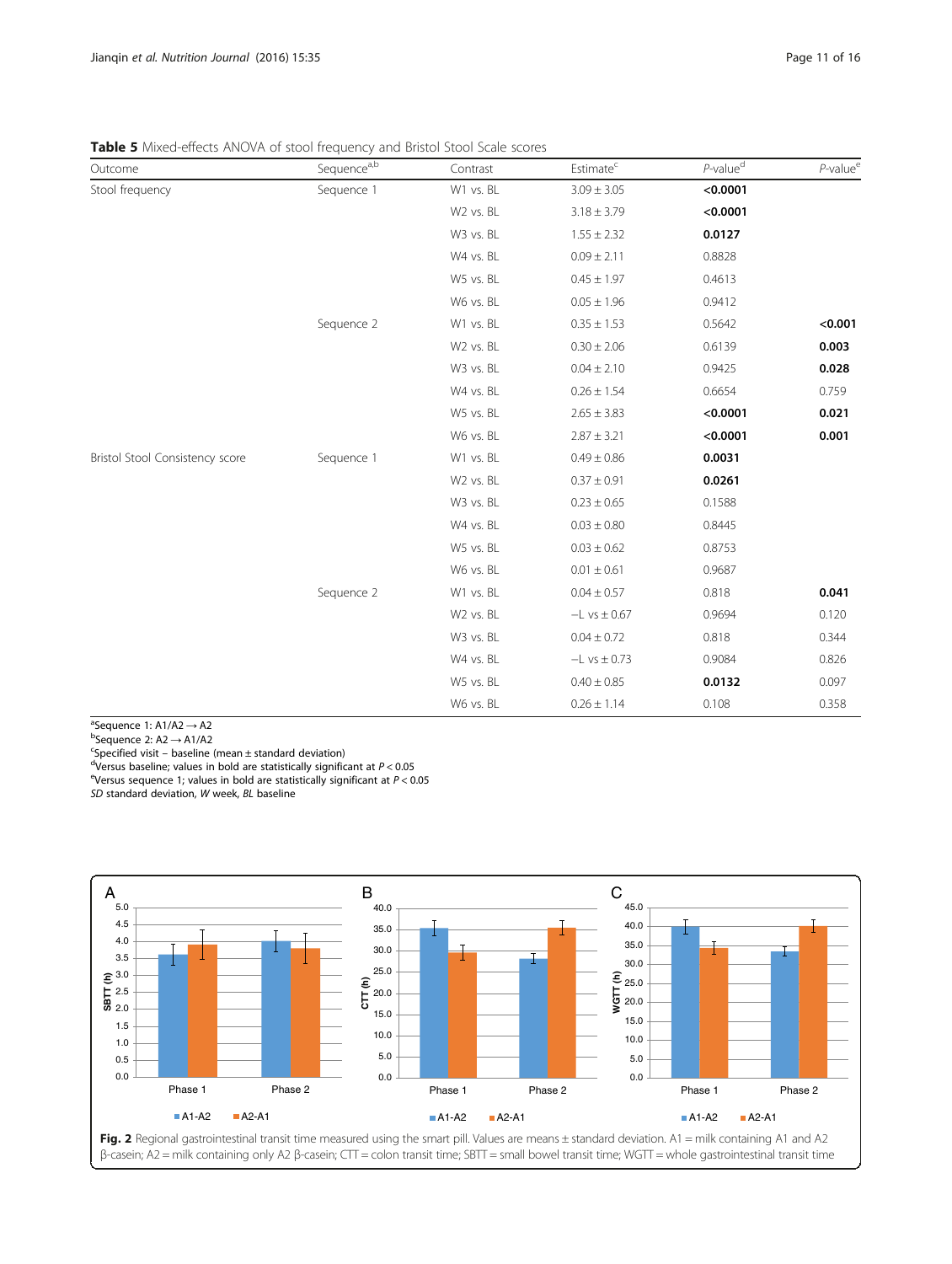**Table 5** Mixed-effects ANOVA of stool frequency and Bristol Stool Scale scores

| Outcome | Sequence[a,b] | Contrast | Estimate[c] | P-value[d] | P-value[e] |
|---|---|---|---|---|---|
| Stool frequency | Sequence 1 | W1 vs. BL | 3.09 ± 3.05 | **<0.0001** | |
| | | W2 vs. BL | 3.18 ± 3.79 | **<0.0001** | |
| | | W3 vs. BL | 1.55 ± 2.32 | **0.0127** | |
| | | W4 vs. BL | 0.09 ± 2.11 | 0.8828 | |
| | | W5 vs. BL | 0.45 ± 1.97 | 0.4613 | |
| | | W6 vs. BL | 0.05 ± 1.96 | 0.9412 | |
| | Sequence 2 | W1 vs. BL | 0.35 ± 1.53 | 0.5642 | **<0.001** |
| | | W2 vs. BL | 0.30 ± 2.06 | 0.6139 | **0.003** |
| | | W3 vs. BL | 0.04 ± 2.10 | 0.9425 | **0.028** |
| | | W4 vs. BL | 0.26 ± 1.54 | 0.6654 | 0.759 |
| | | W5 vs. BL | 2.65 ± 3.83 | **<0.0001** | **0.021** |
| | | W6 vs. BL | 2.87 ± 3.21 | **<0.0001** | **0.001** |
| Bristol Stool Consistency score | Sequence 1 | W1 vs. BL | 0.49 ± 0.86 | **0.0031** | |
| | | W2 vs. BL | 0.37 ± 0.91 | **0.0261** | |
| | | W3 vs. BL | 0.23 ± 0.65 | 0.1588 | |
| | | W4 vs. BL | 0.03 ± 0.80 | 0.8445 | |
| | | W5 vs. BL | 0.03 ± 0.62 | 0.8753 | |
| | | W6 vs. BL | 0.01 ± 0.61 | 0.9687 | |
| | Sequence 2 | W1 vs. BL | 0.04 ± 0.57 | 0.818 | **0.041** |
| | | W2 vs. BL | −L vs ± 0.67 | 0.9694 | 0.120 |
| | | W3 vs. BL | 0.04 ± 0.72 | 0.818 | 0.344 |
| | | W4 vs. BL | −L vs ± 0.73 | 0.9084 | 0.826 |
| | | W5 vs. BL | 0.40 ± 0.85 | **0.0132** | 0.097 |
| | | W6 vs. BL | 0.26 ± 1.14 | 0.108 | 0.358 |

[a]Sequence 1: A1/A2 → A2
[b]Sequence 2: A2 → A1/A2
[c]Specified visit − baseline (mean ± standard deviation)
[d]Versus baseline; values in bold are statistically significant at $P < 0.05$
[e]Versus sequence 1; values in bold are statistically significant at $P < 0.05$
*SD* standard deviation, *W* week, *BL* baseline

**Fig. 2** Regional gastrointestinal transit time measured using the smart pill. Values are means ± standard deviation. A1 = milk containing A1 and A2 β-casein; A2 = milk containing only A2 β-casein; CTT = colon transit time; SBTT = small bowel transit time; WGTT = whole gastrointestinal transit time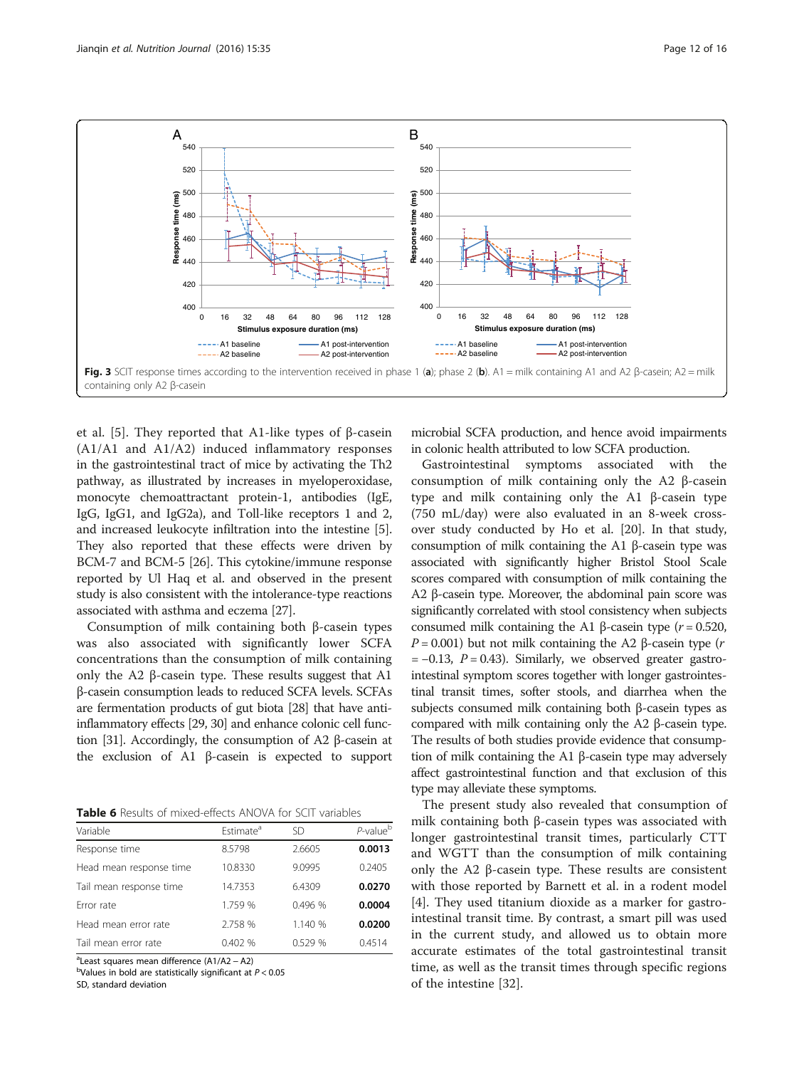Fig. 3 SCIT response times according to the intervention received in phase 1 (**a**); phase 2 (**b**). A1 = milk containing A1 and A2 β-casein; A2 = milk containing only A2 β-casein

et al. [5]. They reported that A1-like types of β-casein (A1/A1 and A1/A2) induced inflammatory responses in the gastrointestinal tract of mice by activating the Th2 pathway, as illustrated by increases in myeloperoxidase, monocyte chemoattractant protein-1, antibodies (IgE, IgG, IgG1, and IgG2a), and Toll-like receptors 1 and 2, and increased leukocyte infiltration into the intestine [5]. They also reported that these effects were driven by BCM-7 and BCM-5 [26]. This cytokine/immune response reported by Ul Haq et al. and observed in the present study is also consistent with the intolerance-type reactions associated with asthma and eczema [27].

Consumption of milk containing both β-casein types was also associated with significantly lower SCFA concentrations than the consumption of milk containing only the A2 β-casein type. These results suggest that A1 β-casein consumption leads to reduced SCFA levels. SCFAs are fermentation products of gut biota [28] that have anti-inflammatory effects [29, 30] and enhance colonic cell function [31]. Accordingly, the consumption of A2 β-casein at the exclusion of A1 β-casein is expected to support microbial SCFA production, and hence avoid impairments in colonic health attributed to low SCFA production.

**Table 6** Results of mixed-effects ANOVA for SCIT variables

| Variable | Estimate[a] | SD | *P*-value[b] |
|---|---|---|---|
| Response time | 8.5798 | 2.6605 | **0.0013** |
| Head mean response time | 10.8330 | 9.0995 | 0.2405 |
| Tail mean response time | 14.7353 | 6.4309 | **0.0270** |
| Error rate | 1.759 % | 0.496 % | **0.0004** |
| Head mean error rate | 2.758 % | 1.140 % | **0.0200** |
| Tail mean error rate | 0.402 % | 0.529 % | 0.4514 |

[a]Least squares mean difference (A1/A2 – A2)
[b]Values in bold are statistically significant at $P < 0.05$
SD, standard deviation

Gastrointestinal symptoms associated with the consumption of milk containing only the A2 β-casein type and milk containing only the A1 β-casein type (750 mL/day) were also evaluated in an 8-week crossover study conducted by Ho et al. [20]. In that study, consumption of milk containing the A1 β-casein type was associated with significantly higher Bristol Stool Scale scores compared with consumption of milk containing the A2 β-casein type. Moreover, the abdominal pain score was significantly correlated with stool consistency when subjects consumed milk containing the A1 β-casein type ($r = 0.520$, $P = 0.001$) but not milk containing the A2 β-casein type ($r = -0.13$, $P = 0.43$). Similarly, we observed greater gastrointestinal symptom scores together with longer gastrointestinal transit times, softer stools, and diarrhea when the subjects consumed milk containing both β-casein types as compared with milk containing only the A2 β-casein type. The results of both studies provide evidence that consumption of milk containing the A1 β-casein type may adversely affect gastrointestinal function and that exclusion of this type may alleviate these symptoms.

The present study also revealed that consumption of milk containing both β-casein types was associated with longer gastrointestinal transit times, particularly CTT and WGTT than the consumption of milk containing only the A2 β-casein type. These results are consistent with those reported by Barnett et al. in a rodent model [4]. They used titanium dioxide as a marker for gastrointestinal transit time. By contrast, a smart pill was used in the current study, and allowed us to obtain more accurate estimates of the total gastrointestinal transit time, as well as the transit times through specific regions of the intestine [32].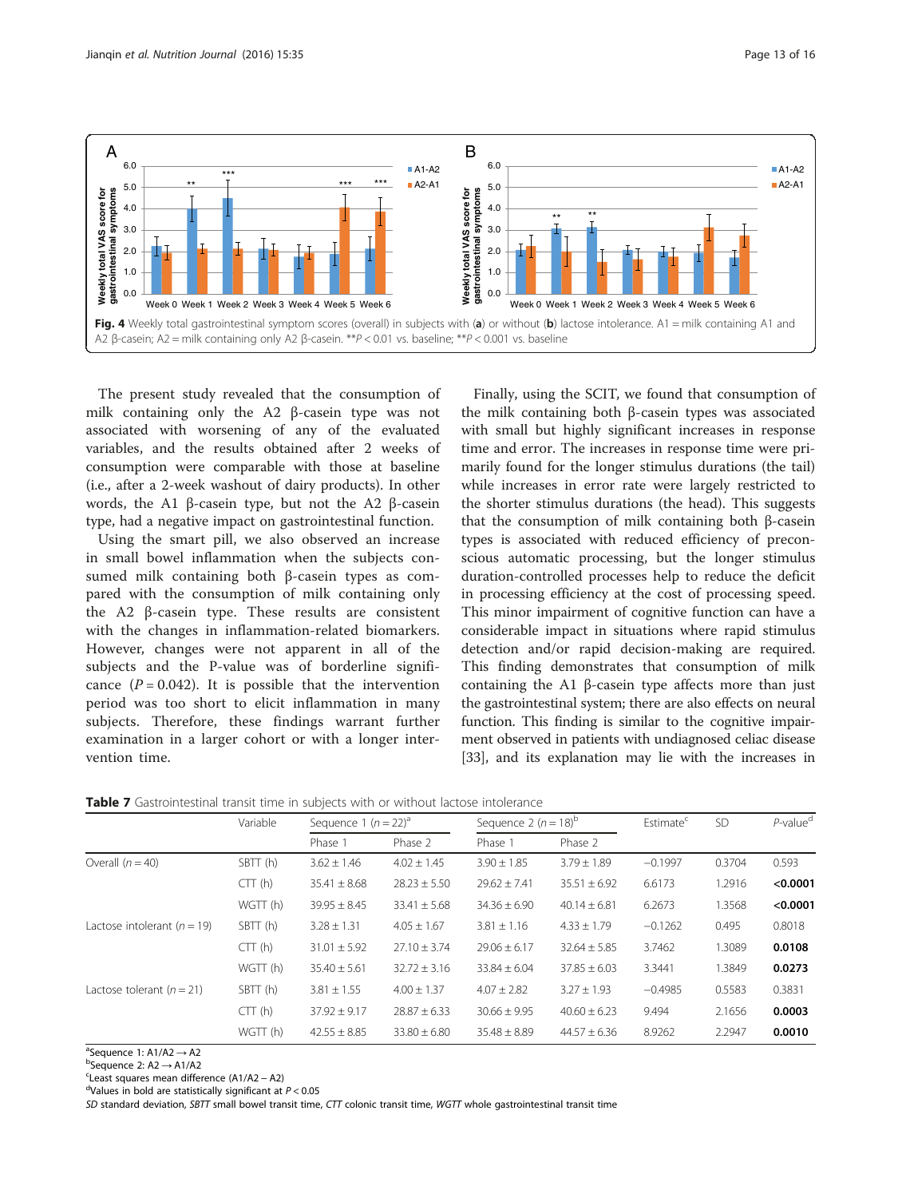Fig. 4 Weekly total gastrointestinal symptom scores (overall) in subjects with (**a**) or without (**b**) lactose intolerance. A1 = milk containing A1 and A2 β-casein; A2 = milk containing only A2 β-casein. **$P < 0.01$ vs. baseline; **$P < 0.001$ vs. baseline

The present study revealed that the consumption of milk containing only the A2 β-casein type was not associated with worsening of any of the evaluated variables, and the results obtained after 2 weeks of consumption were comparable with those at baseline (i.e., after a 2-week washout of dairy products). In other words, the A1 β-casein type, but not the A2 β-casein type, had a negative impact on gastrointestinal function.

Using the smart pill, we also observed an increase in small bowel inflammation when the subjects consumed milk containing both β-casein types as compared with the consumption of milk containing only the A2 β-casein type. These results are consistent with the changes in inflammation-related biomarkers. However, changes were not apparent in all of the subjects and the P-value was of borderline significance ($P = 0.042$). It is possible that the intervention period was too short to elicit inflammation in many subjects. Therefore, these findings warrant further examination in a larger cohort or with a longer intervention time.

Finally, using the SCIT, we found that consumption of the milk containing both β-casein types was associated with small but highly significant increases in response time and error. The increases in response time were primarily found for the longer stimulus durations (the tail) while increases in error rate were largely restricted to the shorter stimulus durations (the head). This suggests that the consumption of milk containing both β-casein types is associated with reduced efficiency of preconscious automatic processing, but the longer stimulus duration-controlled processes help to reduce the deficit in processing efficiency at the cost of processing speed. This minor impairment of cognitive function can have a considerable impact in situations where rapid stimulus detection and/or rapid decision-making are required. This finding demonstrates that consumption of milk containing the A1 β-casein type affects more than just the gastrointestinal system; there are also effects on neural function. This finding is similar to the cognitive impairment observed in patients with undiagnosed celiac disease [33], and its explanation may lie with the increases in

**Table 7** Gastrointestinal transit time in subjects with or without lactose intolerance

| | Variable | Sequence 1 ($n = 22$)[a] | | Sequence 2 ($n = 18$)[b] | | Estimate[c] | SD | *P*-value[d] |
|---|---|---|---|---|---|---|---|---|
| | | Phase 1 | Phase 2 | Phase 1 | Phase 2 | | | |
| Overall ($n = 40$) | SBTT (h) | 3.62 ± 1.46 | 4.02 ± 1.45 | 3.90 ± 1.85 | 3.79 ± 1.89 | −0.1997 | 0.3704 | 0.593 |
| | CTT (h) | 35.41 ± 8.68 | 28.23 ± 5.50 | 29.62 ± 7.41 | 35.51 ± 6.92 | 6.6173 | 1.2916 | **<0.0001** |
| | WGTT (h) | 39.95 ± 8.45 | 33.41 ± 5.68 | 34.36 ± 6.90 | 40.14 ± 6.81 | 6.2673 | 1.3568 | **<0.0001** |
| Lactose intolerant ($n = 19$) | SBTT (h) | 3.28 ± 1.31 | 4.05 ± 1.67 | 3.81 ± 1.16 | 4.33 ± 1.79 | −0.1262 | 0.495 | 0.8018 |
| | CTT (h) | 31.01 ± 5.92 | 27.10 ± 3.74 | 29.06 ± 6.17 | 32.64 ± 5.85 | 3.7462 | 1.3089 | **0.0108** |
| | WGTT (h) | 35.40 ± 5.61 | 32.72 ± 3.16 | 33.84 ± 6.04 | 37.85 ± 6.03 | 3.3441 | 1.3849 | **0.0273** |
| Lactose tolerant ($n = 21$) | SBTT (h) | 3.81 ± 1.55 | 4.00 ± 1.37 | 4.07 ± 2.82 | 3.27 ± 1.93 | −0.4985 | 0.5583 | 0.3831 |
| | CTT (h) | 37.92 ± 9.17 | 28.87 ± 6.33 | 30.66 ± 9.95 | 40.60 ± 6.23 | 9.494 | 2.1656 | **0.0003** |
| | WGTT (h) | 42.55 ± 8.85 | 33.80 ± 6.80 | 35.48 ± 8.89 | 44.57 ± 6.36 | 8.9262 | 2.2947 | **0.0010** |

[a]Sequence 1: A1/A2 → A2
[b]Sequence 2: A2 → A1/A2
[c]Least squares mean difference (A1/A2 – A2)
[d]Values in bold are statistically significant at $P < 0.05$
*SD* standard deviation, *SBTT* small bowel transit time, *CTT* colonic transit time, *WGTT* whole gastrointestinal transit time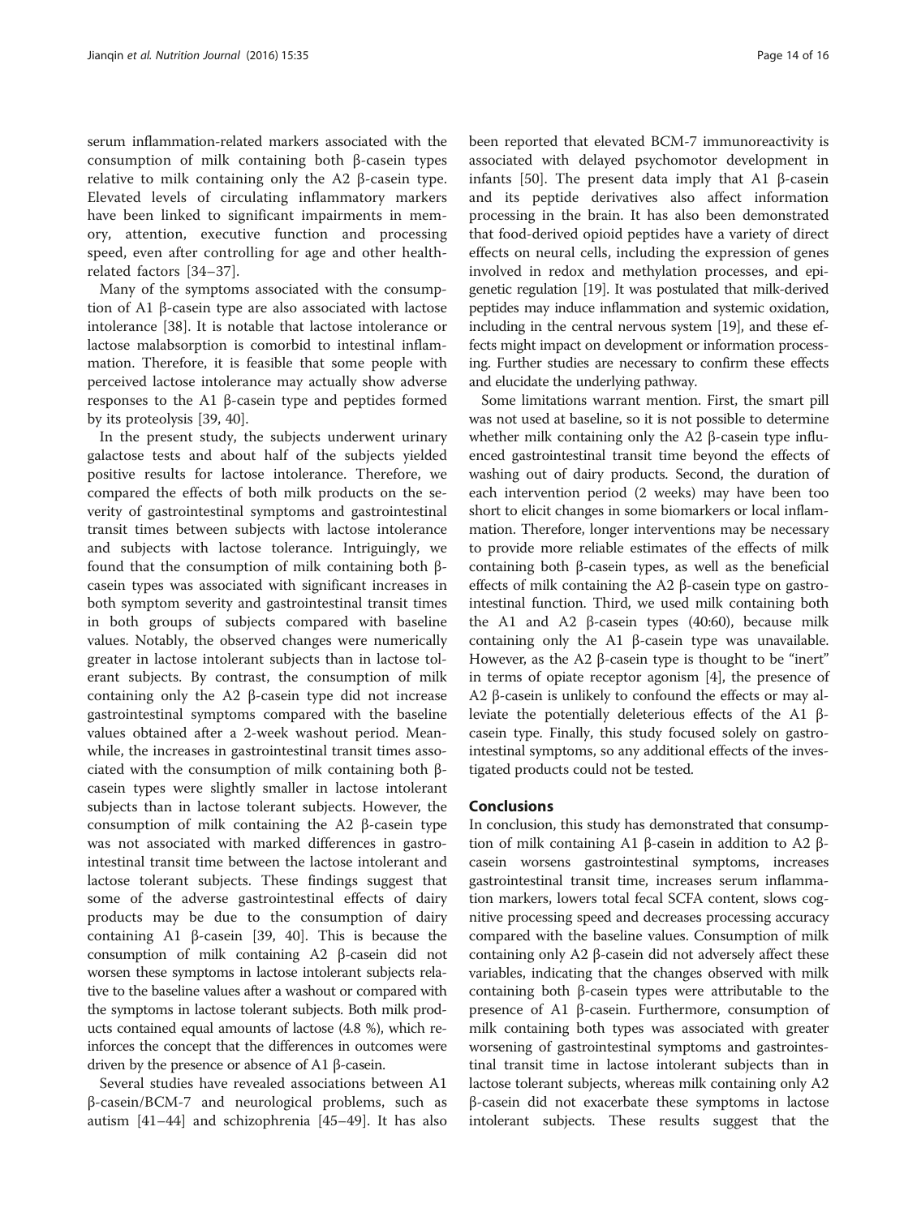serum inflammation-related markers associated with the consumption of milk containing both β-casein types relative to milk containing only the A2 β-casein type. Elevated levels of circulating inflammatory markers have been linked to significant impairments in memory, attention, executive function and processing speed, even after controlling for age and other health-related factors [34–37].

Many of the symptoms associated with the consumption of A1 β-casein type are also associated with lactose intolerance [38]. It is notable that lactose intolerance or lactose malabsorption is comorbid to intestinal inflammation. Therefore, it is feasible that some people with perceived lactose intolerance may actually show adverse responses to the A1 β-casein type and peptides formed by its proteolysis [39, 40].

In the present study, the subjects underwent urinary galactose tests and about half of the subjects yielded positive results for lactose intolerance. Therefore, we compared the effects of both milk products on the severity of gastrointestinal symptoms and gastrointestinal transit times between subjects with lactose intolerance and subjects with lactose tolerance. Intriguingly, we found that the consumption of milk containing both β-casein types was associated with significant increases in both symptom severity and gastrointestinal transit times in both groups of subjects compared with baseline values. Notably, the observed changes were numerically greater in lactose intolerant subjects than in lactose tolerant subjects. By contrast, the consumption of milk containing only the A2 β-casein type did not increase gastrointestinal symptoms compared with the baseline values obtained after a 2-week washout period. Meanwhile, the increases in gastrointestinal transit times associated with the consumption of milk containing both β-casein types were slightly smaller in lactose intolerant subjects than in lactose tolerant subjects. However, the consumption of milk containing the A2 β-casein type was not associated with marked differences in gastrointestinal transit time between the lactose intolerant and lactose tolerant subjects. These findings suggest that some of the adverse gastrointestinal effects of dairy products may be due to the consumption of dairy containing A1 β-casein [39, 40]. This is because the consumption of milk containing A2 β-casein did not worsen these symptoms in lactose intolerant subjects relative to the baseline values after a washout or compared with the symptoms in lactose tolerant subjects. Both milk products contained equal amounts of lactose (4.8 %), which reinforces the concept that the differences in outcomes were driven by the presence or absence of A1 β-casein.

Several studies have revealed associations between A1 β-casein/BCM-7 and neurological problems, such as autism [41–44] and schizophrenia [45–49]. It has also been reported that elevated BCM-7 immunoreactivity is associated with delayed psychomotor development in infants [50]. The present data imply that A1 β-casein and its peptide derivatives also affect information processing in the brain. It has also been demonstrated that food-derived opioid peptides have a variety of direct effects on neural cells, including the expression of genes involved in redox and methylation processes, and epigenetic regulation [19]. It was postulated that milk-derived peptides may induce inflammation and systemic oxidation, including in the central nervous system [19], and these effects might impact on development or information processing. Further studies are necessary to confirm these effects and elucidate the underlying pathway.

Some limitations warrant mention. First, the smart pill was not used at baseline, so it is not possible to determine whether milk containing only the A2 β-casein type influenced gastrointestinal transit time beyond the effects of washing out of dairy products. Second, the duration of each intervention period (2 weeks) may have been too short to elicit changes in some biomarkers or local inflammation. Therefore, longer interventions may be necessary to provide more reliable estimates of the effects of milk containing both β-casein types, as well as the beneficial effects of milk containing the A2 β-casein type on gastrointestinal function. Third, we used milk containing both the A1 and A2 β-casein types (40:60), because milk containing only the A1 β-casein type was unavailable. However, as the A2 β-casein type is thought to be "inert" in terms of opiate receptor agonism [4], the presence of A2 β-casein is unlikely to confound the effects or may alleviate the potentially deleterious effects of the A1 β-casein type. Finally, this study focused solely on gastrointestinal symptoms, so any additional effects of the investigated products could not be tested.

## Conclusions

In conclusion, this study has demonstrated that consumption of milk containing A1 β-casein in addition to A2 β-casein worsens gastrointestinal symptoms, increases gastrointestinal transit time, increases serum inflammation markers, lowers total fecal SCFA content, slows cognitive processing speed and decreases processing accuracy compared with the baseline values. Consumption of milk containing only A2 β-casein did not adversely affect these variables, indicating that the changes observed with milk containing both β-casein types were attributable to the presence of A1 β-casein. Furthermore, consumption of milk containing both types was associated with greater worsening of gastrointestinal symptoms and gastrointestinal transit time in lactose intolerant subjects than in lactose tolerant subjects, whereas milk containing only A2 β-casein did not exacerbate these symptoms in lactose intolerant subjects. These results suggest that the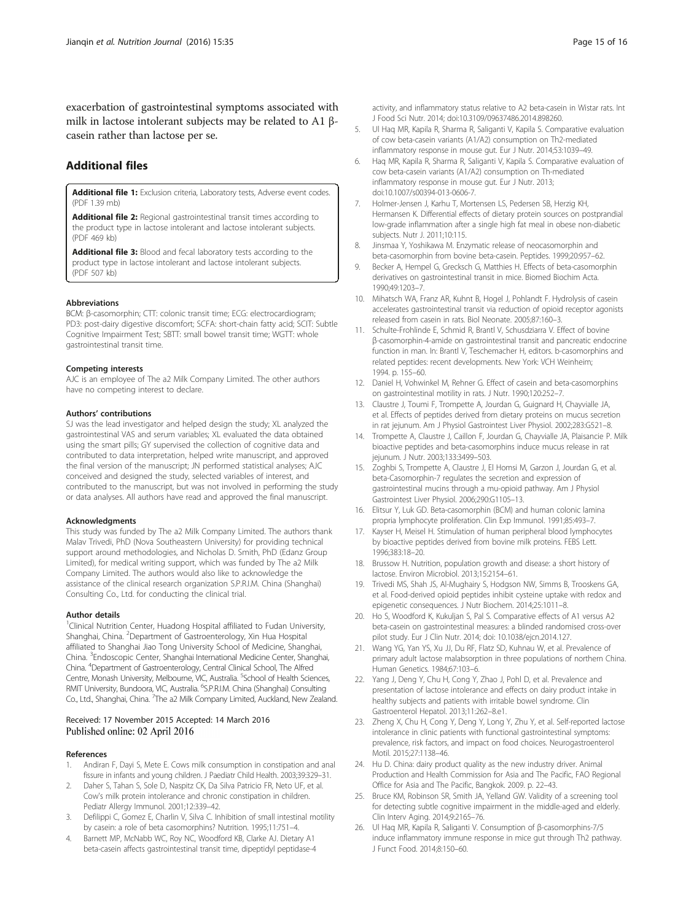exacerbation of gastrointestinal symptoms associated with milk in lactose intolerant subjects may be related to A1 β-casein rather than lactose per se.

## Additional files

**Additional file 1:** Exclusion criteria, Laboratory tests, Adverse event codes. (PDF 1.39 mb)

**Additional file 2:** Regional gastrointestinal transit times according to the product type in lactose intolerant and lactose intolerant subjects. (PDF 469 kb)

**Additional file 3:** Blood and fecal laboratory tests according to the product type in lactose intolerant and lactose intolerant subjects. (PDF 507 kb)

#### Abbreviations

BCM: β-casomorphin; CTT: colonic transit time; ECG: electrocardiogram; PD3: post-dairy digestive discomfort; SCFA: short-chain fatty acid; SCIT: Subtle Cognitive Impairment Test; SBTT: small bowel transit time; WGTT: whole gastrointestinal transit time.

#### Competing interests

AJC is an employee of The a2 Milk Company Limited. The other authors have no competing interest to declare.

#### Authors' contributions

SJ was the lead investigator and helped design the study; XL analyzed the gastrointestinal VAS and serum variables; XL evaluated the data obtained using the smart pills; GY supervised the collection of cognitive data and contributed to data interpretation, helped write manuscript, and approved the final version of the manuscript; JN performed statistical analyses; AJC conceived and designed the study, selected variables of interest, and contributed to the manuscript, but was not involved in performing the study or data analyses. All authors have read and approved the final manuscript.

#### Acknowledgments

This study was funded by The a2 Milk Company Limited. The authors thank Malav Trivedi, PhD (Nova Southeastern University) for providing technical support around methodologies, and Nicholas D. Smith, PhD (Edanz Group Limited), for medical writing support, which was funded by The a2 Milk Company Limited. The authors would also like to acknowledge the assistance of the clinical research organization S.P.R.I.M. China (Shanghai) Consulting Co., Ltd. for conducting the clinical trial.

#### Author details

[1]Clinical Nutrition Center, Huadong Hospital affiliated to Fudan University, Shanghai, China. [2]Department of Gastroenterology, Xin Hua Hospital affiliated to Shanghai Jiao Tong University School of Medicine, Shanghai, China. [3]Endoscopic Center, Shanghai International Medicine Center, Shanghai, China. [4]Department of Gastroenterology, Central Clinical School, The Alfred Centre, Monash University, Melbourne, VIC, Australia. [5]School of Health Sciences, RMIT University, Bundoora, VIC, Australia. [6]S.P.R.I.M. China (Shanghai) Consulting Co., Ltd., Shanghai, China. [7]The a2 Milk Company Limited, Auckland, New Zealand.

Received: 17 November 2015 Accepted: 14 March 2016
Published online: 02 April 2016

#### References

1. Andiran F, Dayi S, Mete E. Cows milk consumption in constipation and anal fissure in infants and young children. J Paediatr Child Health. 2003;39:329–31.
2. Daher S, Tahan S, Sole D, Naspitz CK, Da Silva Patricio FR, Neto UF, et al. Cow's milk protein intolerance and chronic constipation in children. Pediatr Allergy Immunol. 2001;12:339–42.
3. Defilippi C, Gomez E, Charlin V, Silva C. Inhibition of small intestinal motility by casein: a role of beta casomorphins? Nutrition. 1995;11:751–4.
4. Barnett MP, McNabb WC, Roy NC, Woodford KB, Clarke AJ. Dietary A1 beta-casein affects gastrointestinal transit time, dipeptidyl peptidase-4 activity, and inflammatory status relative to A2 beta-casein in Wistar rats. Int J Food Sci Nutr. 2014; doi:10.3109/09637486.2014.898260.
5. Ul Haq MR, Kapila R, Sharma R, Saliganti V, Kapila S. Comparative evaluation of cow beta-casein variants (A1/A2) consumption on Th2-mediated inflammatory response in mouse gut. Eur J Nutr. 2014;53:1039–49.
6. Haq MR, Kapila R, Sharma R, Saliganti V, Kapila S. Comparative evaluation of cow beta-casein variants (A1/A2) consumption on Th-mediated inflammatory response in mouse gut. Eur J Nutr. 2013; doi:10.1007/s00394-013-0606-7.
7. Holmer-Jensen J, Karhu T, Mortensen LS, Pedersen SB, Herzig KH, Hermansen K. Differential effects of dietary protein sources on postprandial low-grade inflammation after a single high fat meal in obese non-diabetic subjects. Nutr J. 2011;10:115.
8. Jinsmaa Y, Yoshikawa M. Enzymatic release of neocasomorphin and beta-casomorphin from bovine beta-casein. Peptides. 1999;20:957–62.
9. Becker A, Hempel G, Grecksch G, Matthies H. Effects of beta-casomorphin derivatives on gastrointestinal transit in mice. Biomed Biochim Acta. 1990;49:1203–7.
10. Mihatsch WA, Franz AR, Kuhnt B, Hogel J, Pohlandt F. Hydrolysis of casein accelerates gastrointestinal transit via reduction of opioid receptor agonists released from casein in rats. Biol Neonate. 2005;87:160–3.
11. Schulte-Frohlinde E, Schmid R, Brantl V, Schusdziarra V. Effect of bovine β-casomorphin-4-amide on gastrointestinal transit and pancreatic endocrine function in man. In: Brantl V, Teschemacher H, editors. b-casomorphins and related peptides: recent developments. New York: VCH Weinheim; 1994. p. 155–60.
12. Daniel H, Vohwinkel M, Rehner G. Effect of casein and beta-casomorphins on gastrointestinal motility in rats. J Nutr. 1990;120:252–7.
13. Claustre J, Toumi F, Trompette A, Jourdan G, Guignard H, Chayvialle JA, et al. Effects of peptides derived from dietary proteins on mucus secretion in rat jejunum. Am J Physiol Gastrointest Liver Physiol. 2002;283:G521–8.
14. Trompette A, Claustre J, Caillon F, Jourdan G, Chayvialle JA, Plaisancie P. Milk bioactive peptides and beta-casomorphins induce mucus release in rat jejunum. J Nutr. 2003;133:3499–503.
15. Zoghbi S, Trompette A, Claustre J, El Homsi M, Garzon J, Jourdan G, et al. beta-Casomorphin-7 regulates the secretion and expression of gastrointestinal mucins through a mu-opioid pathway. Am J Physiol Gastrointest Liver Physiol. 2006;290:G1105–13.
16. Elitsur Y, Luk GD. Beta-casomorphin (BCM) and human colonic lamina propria lymphocyte proliferation. Clin Exp Immunol. 1991;85:493–7.
17. Kayser H, Meisel H. Stimulation of human peripheral blood lymphocytes by bioactive peptides derived from bovine milk proteins. FEBS Lett. 1996;383:18–20.
18. Brussow H. Nutrition, population growth and disease: a short history of lactose. Environ Microbiol. 2013;15:2154–61.
19. Trivedi MS, Shah JS, Al-Mughairy S, Hodgson NW, Simms B, Trooskens GA, et al. Food-derived opioid peptides inhibit cysteine uptake with redox and epigenetic consequences. J Nutr Biochem. 2014;25:1011–8.
20. Ho S, Woodford K, Kukuljan S, Pal S. Comparative effects of A1 versus A2 beta-casein on gastrointestinal measures: a blinded randomised cross-over pilot study. Eur J Clin Nutr. 2014; doi: 10.1038/ejcn.2014.127.
21. Wang YG, Yan YS, Xu JJ, Du RF, Flatz SD, Kuhnau W, et al. Prevalence of primary adult lactose malabsorption in three populations of northern China. Human Genetics. 1984;67:103–6.
22. Yang J, Deng Y, Chu H, Cong Y, Zhao J, Pohl D, et al. Prevalence and presentation of lactose intolerance and effects on dairy product intake in healthy subjects and patients with irritable bowel syndrome. Clin Gastroenterol Hepatol. 2013;11:262–8.e1.
23. Zheng X, Chu H, Cong Y, Deng Y, Long Y, Zhu Y, et al. Self-reported lactose intolerance in clinic patients with functional gastrointestinal symptoms: prevalence, risk factors, and impact on food choices. Neurogastroenterol Motil. 2015;27:1138–46.
24. Hu D. China: dairy product quality as the new industry driver. Animal Production and Health Commission for Asia and The Pacific, FAO Regional Office for Asia and The Pacific, Bangkok. 2009. p. 22–43.
25. Bruce KM, Robinson SR, Smith JA, Yelland GW. Validity of a screening tool for detecting subtle cognitive impairment in the middle-aged and elderly. Clin Interv Aging. 2014;9:2165–76.
26. Ul Haq MR, Kapila R, Saliganti V. Consumption of β-casomorphins-7/5 induce inflammatory immune response in mice gut through Th2 pathway. J Funct Food. 2014;8:150–60.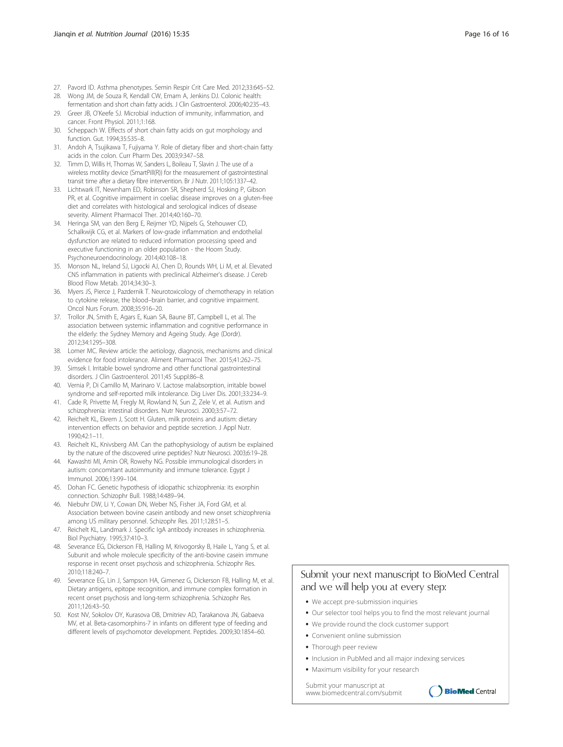27. Pavord ID. Asthma phenotypes. Semin Respir Crit Care Med. 2012;33:645–52.
28. Wong JM, de Souza R, Kendall CW, Emam A, Jenkins DJ. Colonic health: fermentation and short chain fatty acids. J Clin Gastroenterol. 2006;40:235–43.
29. Greer JB, O'Keefe SJ. Microbial induction of immunity, inflammation, and cancer. Front Physiol. 2011;1:168.
30. Scheppach W. Effects of short chain fatty acids on gut morphology and function. Gut. 1994;35:S35–8.
31. Andoh A, Tsujikawa T, Fujiyama Y. Role of dietary fiber and short-chain fatty acids in the colon. Curr Pharm Des. 2003;9:347–58.
32. Timm D, Willis H, Thomas W, Sanders L, Boileau T, Slavin J. The use of a wireless motility device (SmartPill(R)) for the measurement of gastrointestinal transit time after a dietary fibre intervention. Br J Nutr. 2011;105:1337–42.
33. Lichtwark IT, Newnham ED, Robinson SR, Shepherd SJ, Hosking P, Gibson PR, et al. Cognitive impairment in coeliac disease improves on a gluten-free diet and correlates with histological and serological indices of disease severity. Aliment Pharmacol Ther. 2014;40:160–70.
34. Heringa SM, van den Berg E, Reijmer YD, Nijpels G, Stehouwer CD, Schalkwijk CG, et al. Markers of low-grade inflammation and endothelial dysfunction are related to reduced information processing speed and executive functioning in an older population - the Hoorn Study. Psychoneuroendocrinology. 2014;40:108–18.
35. Monson NL, Ireland SJ, Ligocki AJ, Chen D, Rounds WH, Li M, et al. Elevated CNS inflammation in patients with preclinical Alzheimer's disease. J Cereb Blood Flow Metab. 2014;34:30–3.
36. Myers JS, Pierce J, Pazdernik T. Neurotoxicology of chemotherapy in relation to cytokine release, the blood–brain barrier, and cognitive impairment. Oncol Nurs Forum. 2008;35:916–20.
37. Trollor JN, Smith E, Agars E, Kuan SA, Baune BT, Campbell L, et al. The association between systemic inflammation and cognitive performance in the elderly: the Sydney Memory and Ageing Study. Age (Dordr). 2012;34:1295–308.
38. Lomer MC. Review article: the aetiology, diagnosis, mechanisms and clinical evidence for food intolerance. Aliment Pharmacol Ther. 2015;41:262–75.
39. Simsek I. Irritable bowel syndrome and other functional gastrointestinal disorders. J Clin Gastroenterol. 2011;45 Suppl:86–8.
40. Vernia P, Di Camillo M, Marinaro V. Lactose malabsorption, irritable bowel syndrome and self-reported milk intolerance. Dig Liver Dis. 2001;33:234–9.
41. Cade R, Privette M, Fregly M, Rowland N, Sun Z, Zele V, et al. Autism and schizophrenia: intestinal disorders. Nutr Neurosci. 2000;3:57–72.
42. Reichelt KL, Ekrem J, Scott H. Gluten, milk proteins and autism: dietary intervention effects on behavior and peptide secretion. J Appl Nutr. 1990;42:1–11.
43. Reichelt KL, Knivsberg AM. Can the pathophysiology of autism be explained by the nature of the discovered urine peptides? Nutr Neurosci. 2003;6:19–28.
44. Kawashti MI, Amin OR, Rowehy NG. Possible immunological disorders in autism: concomitant autoimmunity and immune tolerance. Egypt J Immunol. 2006;13:99–104.
45. Dohan FC. Genetic hypothesis of idiopathic schizophrenia: its exorphin connection. Schizophr Bull. 1988;14:489–94.
46. Niebuhr DW, Li Y, Cowan DN, Weber NS, Fisher JA, Ford GM, et al. Association between bovine casein antibody and new onset schizophrenia among US military personnel. Schizophr Res. 2011;128:51–5.
47. Reichelt KL, Landmark J. Specific IgA antibody increases in schizophrenia. Biol Psychiatry. 1995;37:410–3.
48. Severance EG, Dickerson FB, Halling M, Krivogorsky B, Haile L, Yang S, et al. Subunit and whole molecule specificity of the anti-bovine casein immune response in recent onset psychosis and schizophrenia. Schizophr Res. 2010;118:240–7.
49. Severance EG, Lin J, Sampson HA, Gimenez G, Dickerson FB, Halling M, et al. Dietary antigens, epitope recognition, and immune complex formation in recent onset psychosis and long-term schizophrenia. Schizophr Res. 2011;126:43–50.
50. Kost NV, Sokolov OY, Kurasova OB, Dmitriev AD, Tarakanova JN, Gabaeva MV, et al. Beta-casomorphins-7 in infants on different type of feeding and different levels of psychomotor development. Peptides. 2009;30:1854–60.

Submit your next manuscript to BioMed Central and we will help you at every step:

- We accept pre-submission inquiries
- Our selector tool helps you to find the most relevant journal
- We provide round the clock customer support
- Convenient online submission
- Thorough peer review
- Inclusion in PubMed and all major indexing services
- Maximum visibility for your research

Submit your manuscript at www.biomedcentral.com/submit

BioMed Central